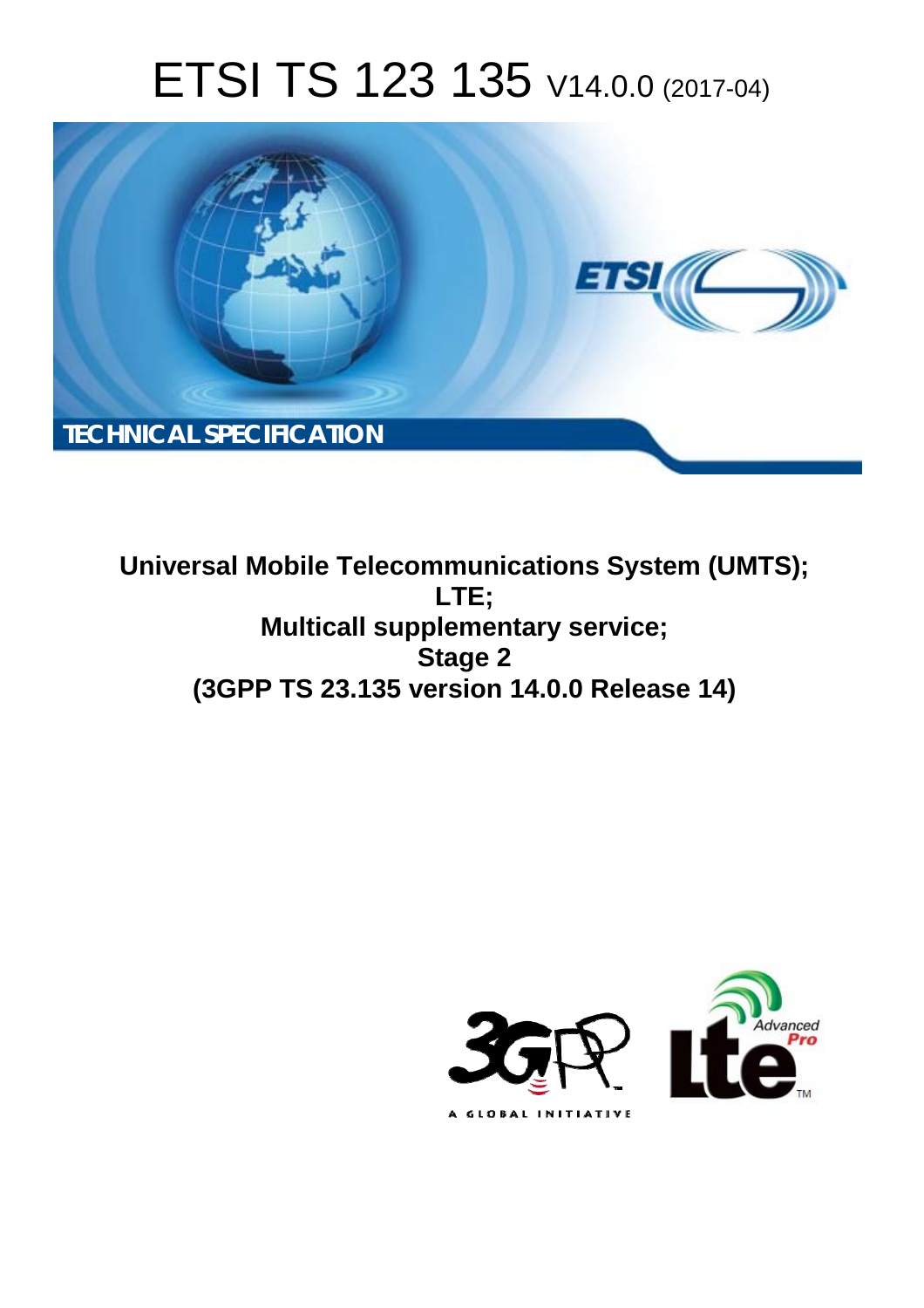# ETSI TS 123 135 V14.0.0 (2017-04)

TECHNICAL SPECIFICATION

**Universal Mobile Telecommunications System (UMTS);**
**LTE;**
**Multicall supplementary service;**
**Stage 2**
**(3GPP TS 23.135 version 14.0.0 Release 14)**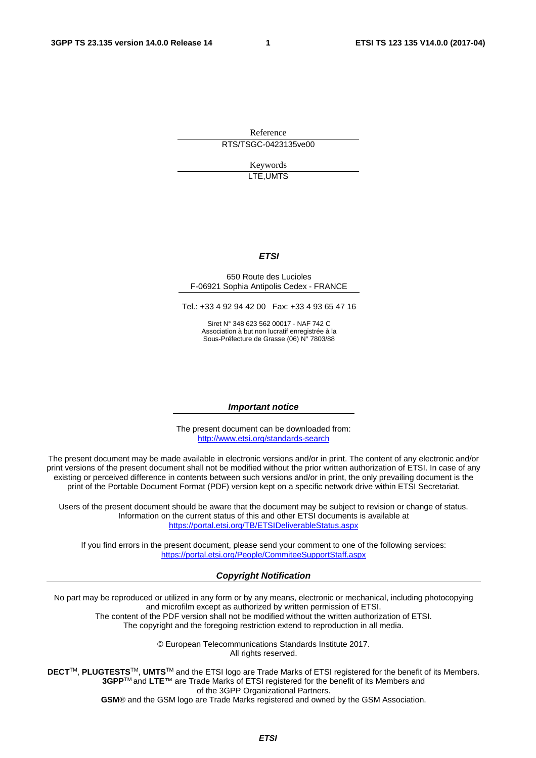Reference

RTS/TSGC-0423135ve00

Keywords

LTE,UMTS

***ETSI***

650 Route des Lucioles
F-06921 Sophia Antipolis Cedex - FRANCE

Tel.: +33 4 92 94 42 00 Fax: +33 4 93 65 47 16

Siret N° 348 623 562 00017 - NAF 742 C
Association à but non lucratif enregistrée à la
Sous-Préfecture de Grasse (06) N° 7803/88

***Important notice***

The present document can be downloaded from:
http://www.etsi.org/standards-search

The present document may be made available in electronic versions and/or in print. The content of any electronic and/or print versions of the present document shall not be modified without the prior written authorization of ETSI. In case of any existing or perceived difference in contents between such versions and/or in print, the only prevailing document is the print of the Portable Document Format (PDF) version kept on a specific network drive within ETSI Secretariat.

Users of the present document should be aware that the document may be subject to revision or change of status. Information on the current status of this and other ETSI documents is available at
https://portal.etsi.org/TB/ETSIDeliverableStatus.aspx

If you find errors in the present document, please send your comment to one of the following services:
https://portal.etsi.org/People/CommiteeSupportStaff.aspx

***Copyright Notification***

No part may be reproduced or utilized in any form or by any means, electronic or mechanical, including photocopying and microfilm except as authorized by written permission of ETSI.
The content of the PDF version shall not be modified without the written authorization of ETSI.
The copyright and the foregoing restriction extend to reproduction in all media.

© European Telecommunications Standards Institute 2017.
All rights reserved.

**DECT**™, **PLUGTESTS**™, **UMTS**™ and the ETSI logo are Trade Marks of ETSI registered for the benefit of its Members.
**3GPP**™ and **LTE**™ are Trade Marks of ETSI registered for the benefit of its Members and of the 3GPP Organizational Partners.
**GSM**® and the GSM logo are Trade Marks registered and owned by the GSM Association.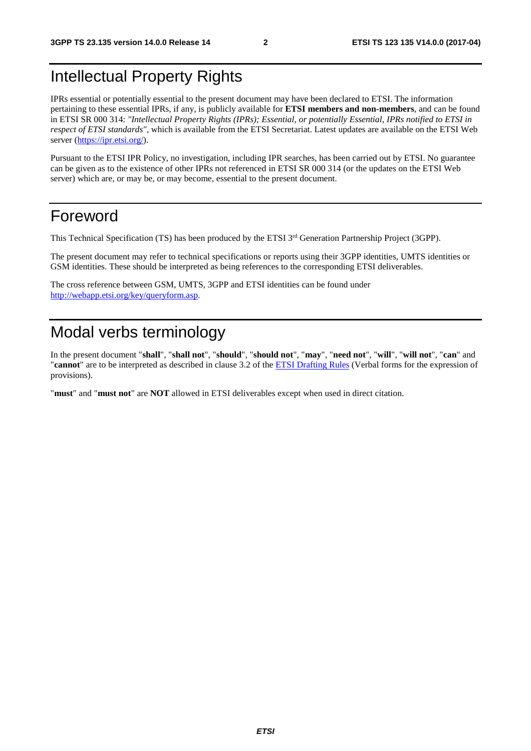# Intellectual Property Rights

IPRs essential or potentially essential to the present document may have been declared to ETSI. The information pertaining to these essential IPRs, if any, is publicly available for **ETSI members and non-members**, and can be found in ETSI SR 000 314: *"Intellectual Property Rights (IPRs); Essential, or potentially Essential, IPRs notified to ETSI in respect of ETSI standards"*, which is available from the ETSI Secretariat. Latest updates are available on the ETSI Web server (https://ipr.etsi.org/).

Pursuant to the ETSI IPR Policy, no investigation, including IPR searches, has been carried out by ETSI. No guarantee can be given as to the existence of other IPRs not referenced in ETSI SR 000 314 (or the updates on the ETSI Web server) which are, or may be, or may become, essential to the present document.

# Foreword

This Technical Specification (TS) has been produced by the ETSI 3rd Generation Partnership Project (3GPP).

The present document may refer to technical specifications or reports using their 3GPP identities, UMTS identities or GSM identities. These should be interpreted as being references to the corresponding ETSI deliverables.

The cross reference between GSM, UMTS, 3GPP and ETSI identities can be found under http://webapp.etsi.org/key/queryform.asp.

# Modal verbs terminology

In the present document "**shall**", "**shall not**", "**should**", "**should not**", "**may**", "**need not**", "**will**", "**will not**", "**can**" and "**cannot**" are to be interpreted as described in clause 3.2 of the ETSI Drafting Rules (Verbal forms for the expression of provisions).

"**must**" and "**must not**" are **NOT** allowed in ETSI deliverables except when used in direct citation.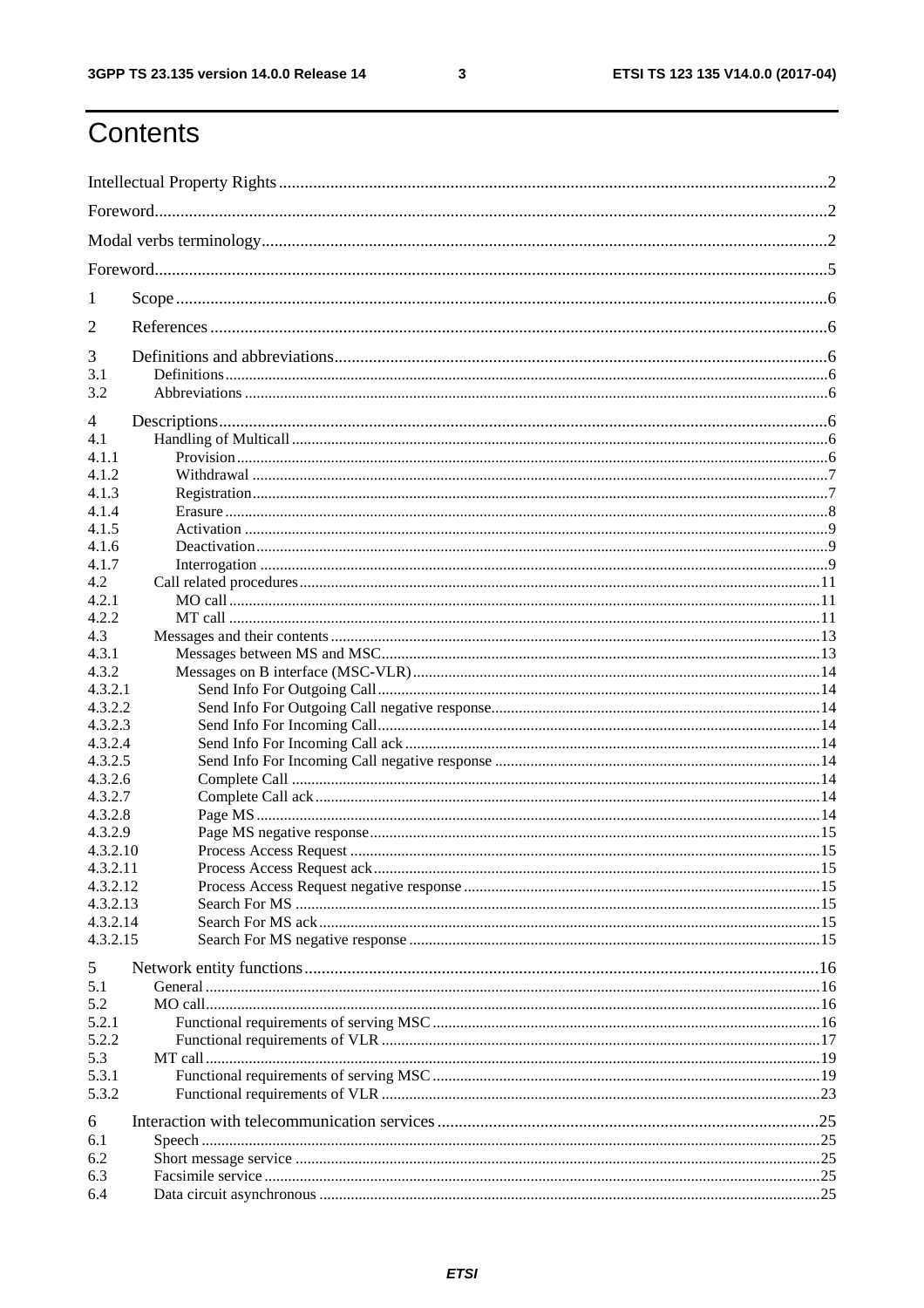# Contents

Intellectual Property Rights ........ 2
Foreword ........ 2
Modal verbs terminology ........ 2
Foreword ........ 5

1 Scope ........ 6

2 References ........ 6

3 Definitions and abbreviations ........ 6
3.1 Definitions ........ 6
3.2 Abbreviations ........ 6

4 Descriptions ........ 6
4.1 Handling of Multicall ........ 6
4.1.1 Provision ........ 6
4.1.2 Withdrawal ........ 7
4.1.3 Registration ........ 7
4.1.4 Erasure ........ 8
4.1.5 Activation ........ 9
4.1.6 Deactivation ........ 9
4.1.7 Interrogation ........ 9
4.2 Call related procedures ........ 11
4.2.1 MO call ........ 11
4.2.2 MT call ........ 11
4.3 Messages and their contents ........ 13
4.3.1 Messages between MS and MSC ........ 13
4.3.2 Messages on B interface (MSC-VLR) ........ 14
4.3.2.1 Send Info For Outgoing Call ........ 14
4.3.2.2 Send Info For Outgoing Call negative response ........ 14
4.3.2.3 Send Info For Incoming Call ........ 14
4.3.2.4 Send Info For Incoming Call ack ........ 14
4.3.2.5 Send Info For Incoming Call negative response ........ 14
4.3.2.6 Complete Call ........ 14
4.3.2.7 Complete Call ack ........ 14
4.3.2.8 Page MS ........ 14
4.3.2.9 Page MS negative response ........ 15
4.3.2.10 Process Access Request ........ 15
4.3.2.11 Process Access Request ack ........ 15
4.3.2.12 Process Access Request negative response ........ 15
4.3.2.13 Search For MS ........ 15
4.3.2.14 Search For MS ack ........ 15
4.3.2.15 Search For MS negative response ........ 15

5 Network entity functions ........ 16
5.1 General ........ 16
5.2 MO call ........ 16
5.2.1 Functional requirements of serving MSC ........ 16
5.2.2 Functional requirements of VLR ........ 17
5.3 MT call ........ 19
5.3.1 Functional requirements of serving MSC ........ 19
5.3.2 Functional requirements of VLR ........ 23

6 Interaction with telecommunication services ........ 25
6.1 Speech ........ 25
6.2 Short message service ........ 25
6.3 Facsimile service ........ 25
6.4 Data circuit asynchronous ........ 25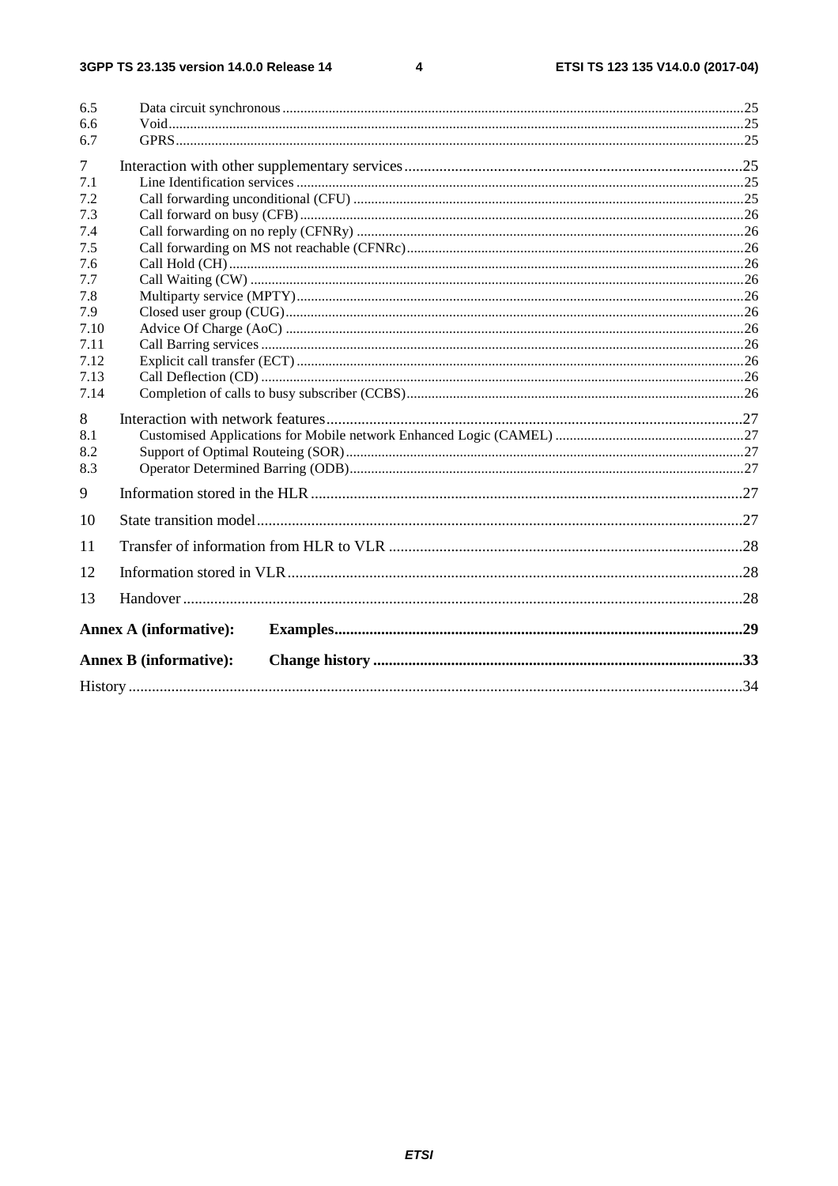6.5 Data circuit synchronous .....25
6.6 Void .....25
6.7 GPRS .....25

7 Interaction with other supplementary services .....25
7.1 Line Identification services .....25
7.2 Call forwarding unconditional (CFU) .....25
7.3 Call forward on busy (CFB) .....26
7.4 Call forwarding on no reply (CFNRy) .....26
7.5 Call forwarding on MS not reachable (CFNRc) .....26
7.6 Call Hold (CH) .....26
7.7 Call Waiting (CW) .....26
7.8 Multiparty service (MPTY) .....26
7.9 Closed user group (CUG) .....26
7.10 Advice Of Charge (AoC) .....26
7.11 Call Barring services .....26
7.12 Explicit call transfer (ECT) .....26
7.13 Call Deflection (CD) .....26
7.14 Completion of calls to busy subscriber (CCBS) .....26

8 Interaction with network features .....27
8.1 Customised Applications for Mobile network Enhanced Logic (CAMEL) .....27
8.2 Support of Optimal Routeing (SOR) .....27
8.3 Operator Determined Barring (ODB) .....27

9 Information stored in the HLR .....27

10 State transition model .....27

11 Transfer of information from HLR to VLR .....28

12 Information stored in VLR .....28

13 Handover .....28

**Annex A (informative): Examples** .....29

**Annex B (informative): Change history** .....33

History .....34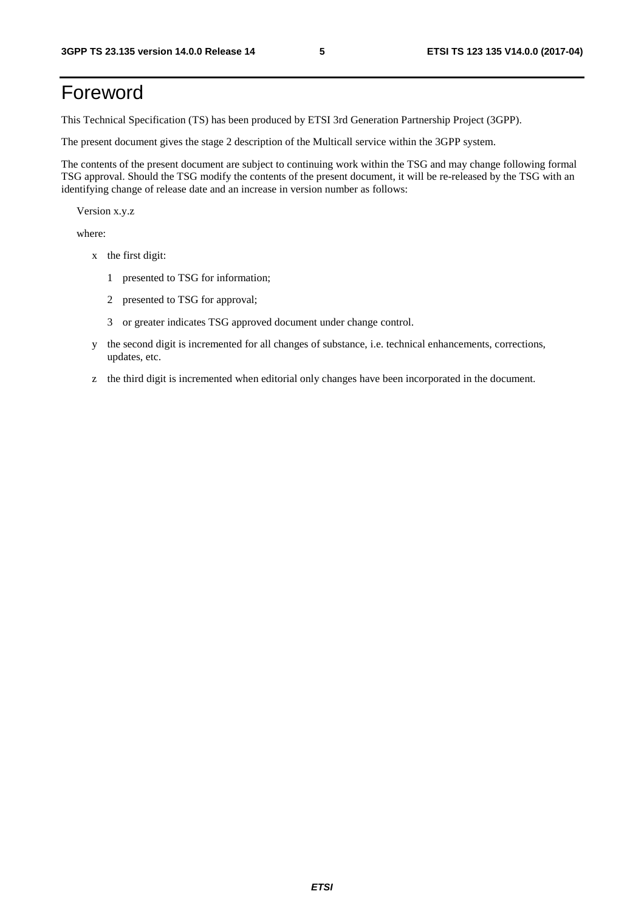# Foreword

This Technical Specification (TS) has been produced by ETSI 3rd Generation Partnership Project (3GPP).

The present document gives the stage 2 description of the Multicall service within the 3GPP system.

The contents of the present document are subject to continuing work within the TSG and may change following formal TSG approval. Should the TSG modify the contents of the present document, it will be re-released by the TSG with an identifying change of release date and an increase in version number as follows:

Version x.y.z

where:

- x the first digit:
  - 1 presented to TSG for information;
  - 2 presented to TSG for approval;
  - 3 or greater indicates TSG approved document under change control.
- y the second digit is incremented for all changes of substance, i.e. technical enhancements, corrections, updates, etc.
- z the third digit is incremented when editorial only changes have been incorporated in the document.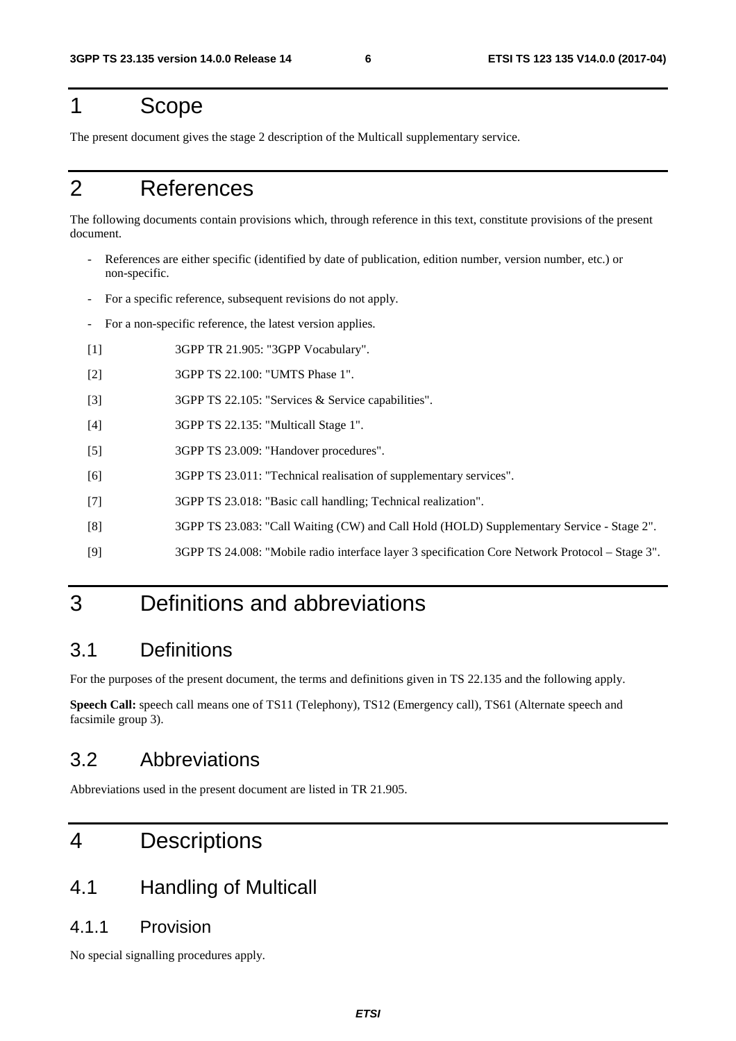# 1 Scope

The present document gives the stage 2 description of the Multicall supplementary service.

# 2 References

The following documents contain provisions which, through reference in this text, constitute provisions of the present document.

- References are either specific (identified by date of publication, edition number, version number, etc.) or non-specific.
- For a specific reference, subsequent revisions do not apply.
- For a non-specific reference, the latest version applies.

[1] 3GPP TR 21.905: "3GPP Vocabulary".

[2] 3GPP TS 22.100: "UMTS Phase 1".

[3] 3GPP TS 22.105: "Services & Service capabilities".

[4] 3GPP TS 22.135: "Multicall Stage 1".

[5] 3GPP TS 23.009: "Handover procedures".

[6] 3GPP TS 23.011: "Technical realisation of supplementary services".

[7] 3GPP TS 23.018: "Basic call handling; Technical realization".

[8] 3GPP TS 23.083: "Call Waiting (CW) and Call Hold (HOLD) Supplementary Service - Stage 2".

[9] 3GPP TS 24.008: "Mobile radio interface layer 3 specification Core Network Protocol – Stage 3".

# 3 Definitions and abbreviations

## 3.1 Definitions

For the purposes of the present document, the terms and definitions given in TS 22.135 and the following apply.

**Speech Call:** speech call means one of TS11 (Telephony), TS12 (Emergency call), TS61 (Alternate speech and facsimile group 3).

## 3.2 Abbreviations

Abbreviations used in the present document are listed in TR 21.905.

# 4 Descriptions

## 4.1 Handling of Multicall

### 4.1.1 Provision

No special signalling procedures apply.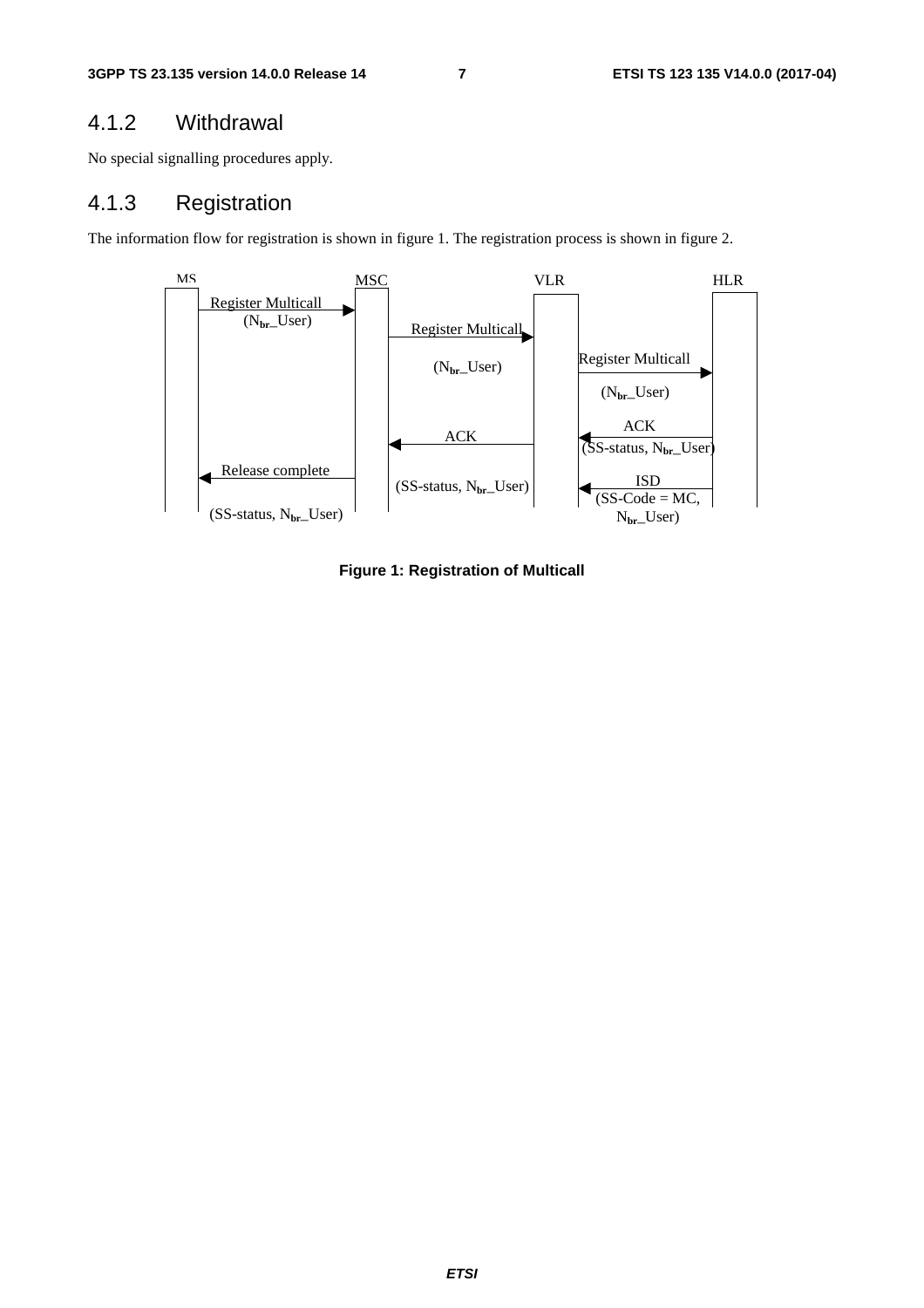### 4.1.2 Withdrawal

No special signalling procedures apply.

### 4.1.3 Registration

The information flow for registration is shown in figure 1. The registration process is shown in figure 2.

**Figure 1: Registration of Multicall**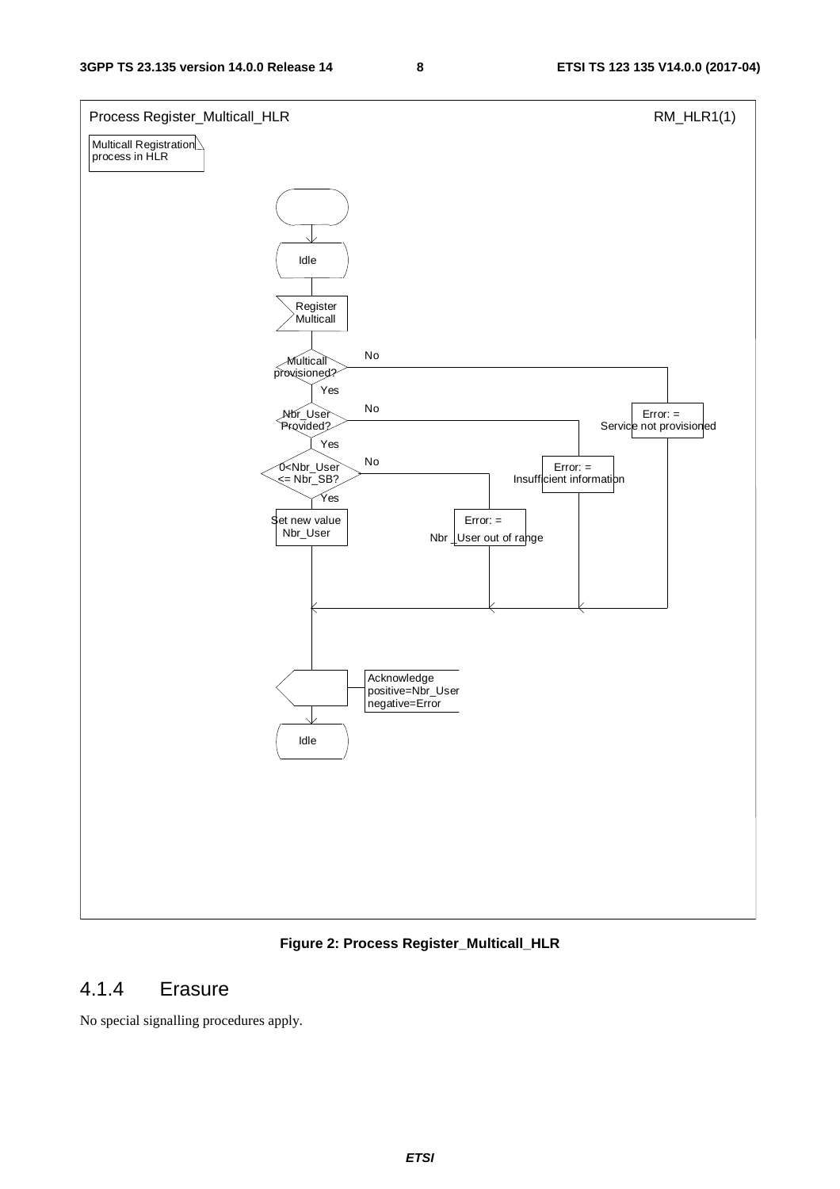Process Register_Multicall_HLR RM_HLR1(1)

Multicall Registration process in HLR

Idle

Register Multicall

Multicall provisioned? — No → Error: = Service not provisioned

Yes

Nbr_User Provided? — No → Error: = Insufficient information

Yes

0<Nbr_User <= Nbr_SB? — No → Error: = Nbr _User out of range

Yes

Set new value Nbr_User

Acknowledge positive=Nbr_User negative=Error

Idle

**Figure 2: Process Register_Multicall_HLR**

## 4.1.4 Erasure

No special signalling procedures apply.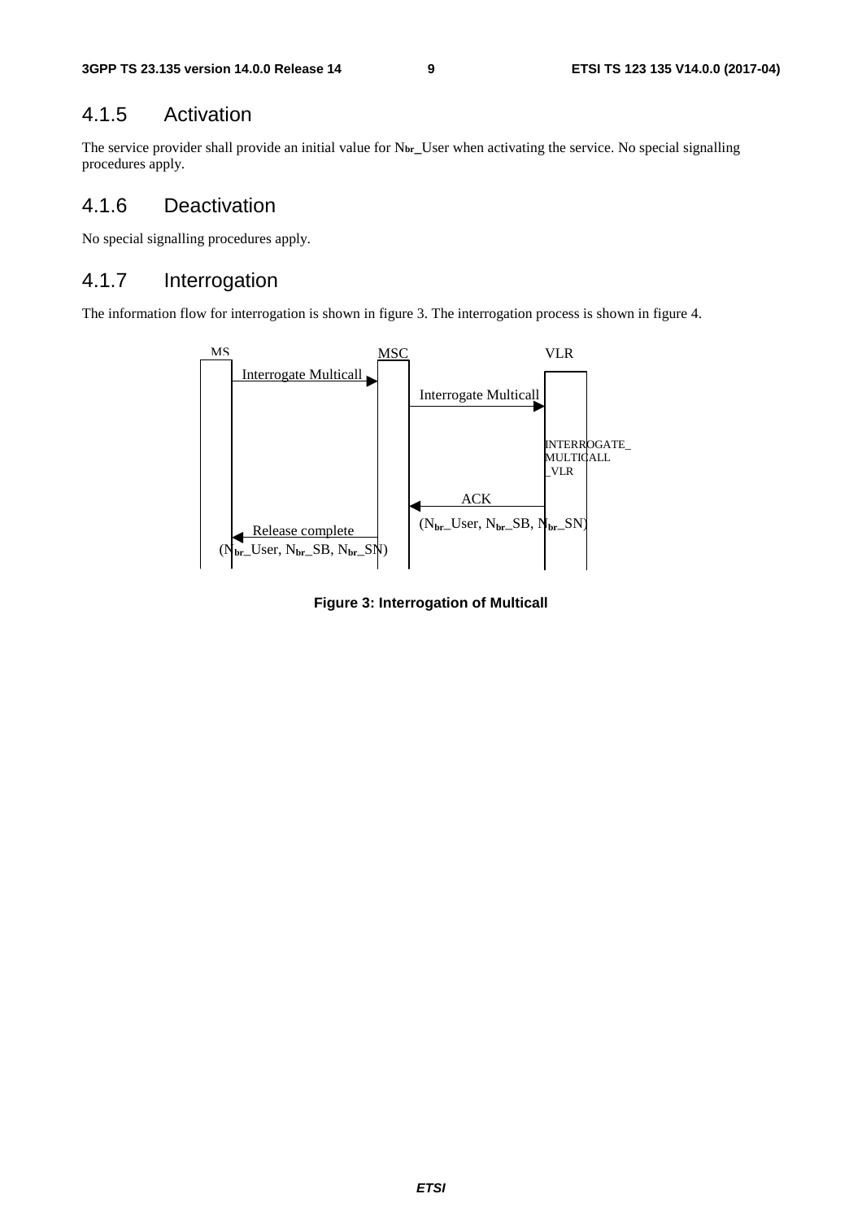### 4.1.5 Activation

The service provider shall provide an initial value for $N_{br}$_User when activating the service. No special signalling procedures apply.

### 4.1.6 Deactivation

No special signalling procedures apply.

### 4.1.7 Interrogation

The information flow for interrogation is shown in figure 3. The interrogation process is shown in figure 4.

MS | MSC | VLR

Interrogate Multicall (MS → MSC)

Interrogate Multicall (MSC → VLR)

INTERROGATE_MULTICALL_VLR

ACK ($N_{br}$_User, $N_{br}$_SB, $N_{br}$_SN) (VLR → MSC)

Release complete ($N_{br}$_User, $N_{br}$_SB, $N_{br}$_SN) (MSC → MS)

**Figure 3: Interrogation of Multicall**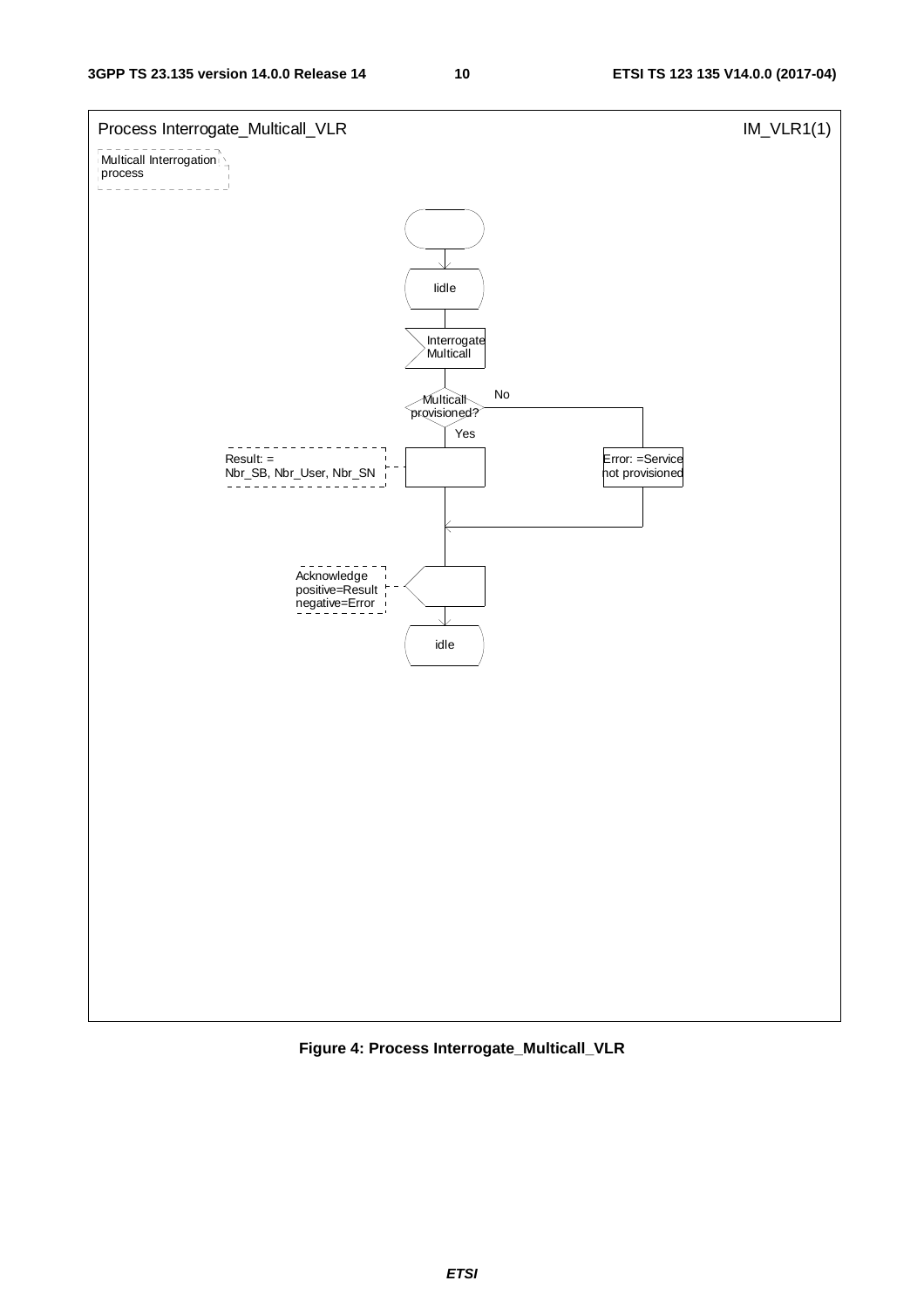Process Interrogate_Multicall_VLR

IM_VLR1(1)

Multicall Interrogation process

lidle

Interrogate Multicall

Multicall provisioned?

No

Yes

Result: = Nbr_SB, Nbr_User, Nbr_SN

Error: =Service not provisioned

Acknowledge positive=Result negative=Error

idle

**Figure 4: Process Interrogate_Multicall_VLR**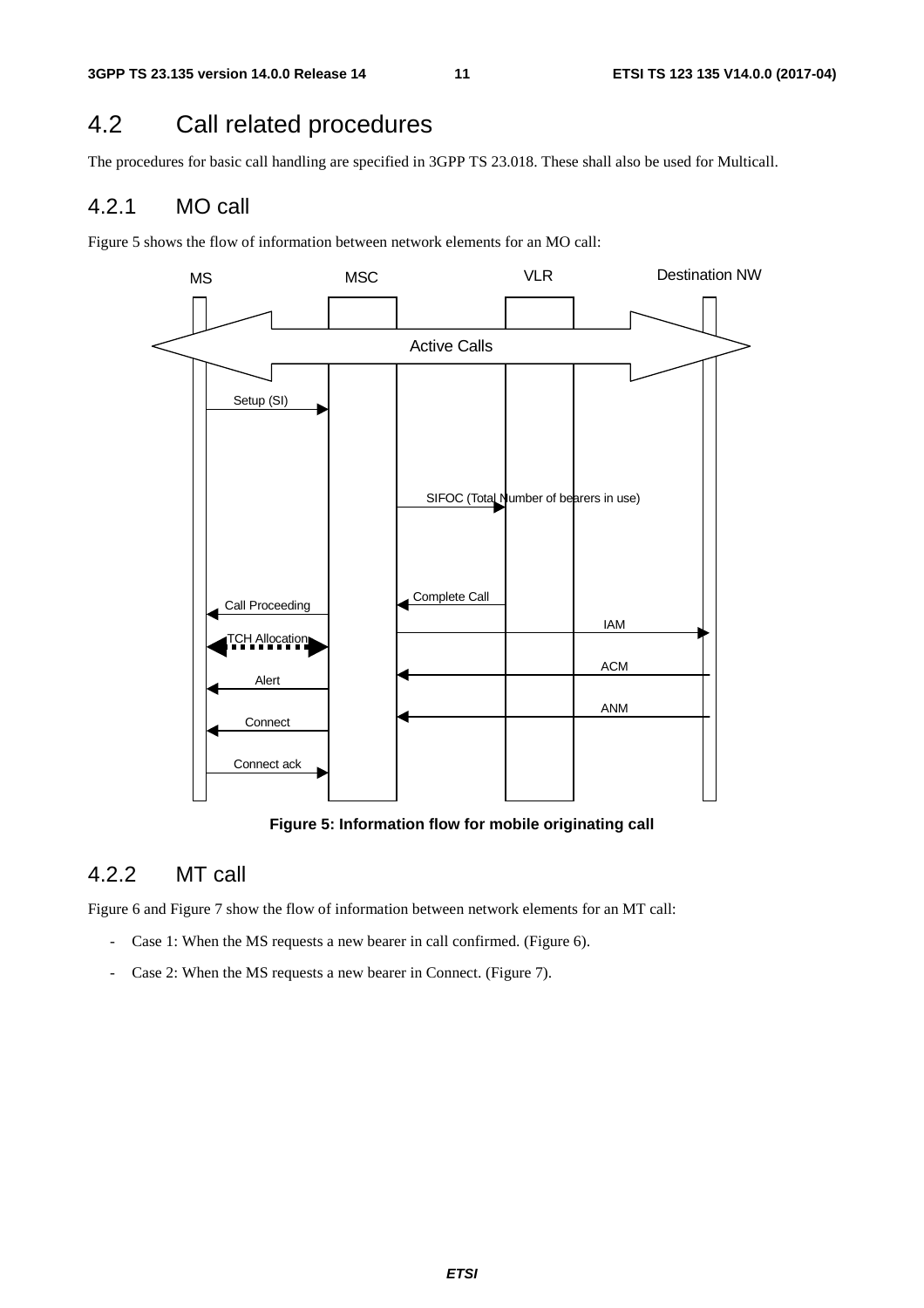## 4.2 Call related procedures

The procedures for basic call handling are specified in 3GPP TS 23.018. These shall also be used for Multicall.

### 4.2.1 MO call

Figure 5 shows the flow of information between network elements for an MO call:

**Figure 5: Information flow for mobile originating call**

### 4.2.2 MT call

Figure 6 and Figure 7 show the flow of information between network elements for an MT call:

- Case 1: When the MS requests a new bearer in call confirmed. (Figure 6).
- Case 2: When the MS requests a new bearer in Connect. (Figure 7).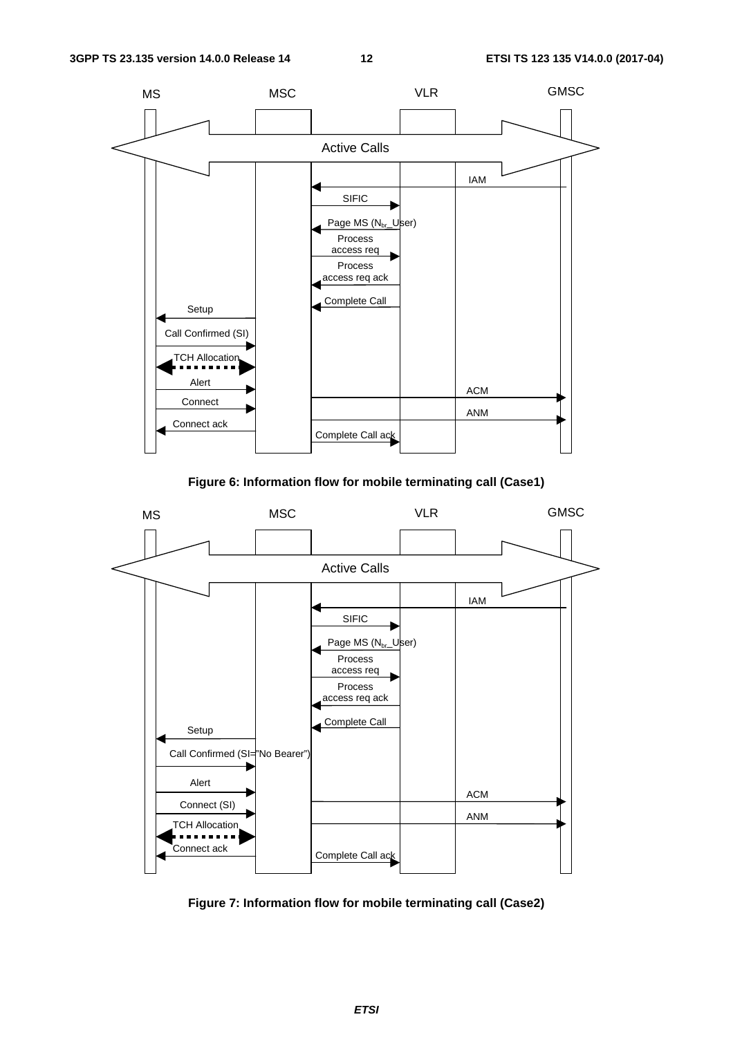**Figure 6: Information flow for mobile terminating call (Case1)**

**Figure 7: Information flow for mobile terminating call (Case2)**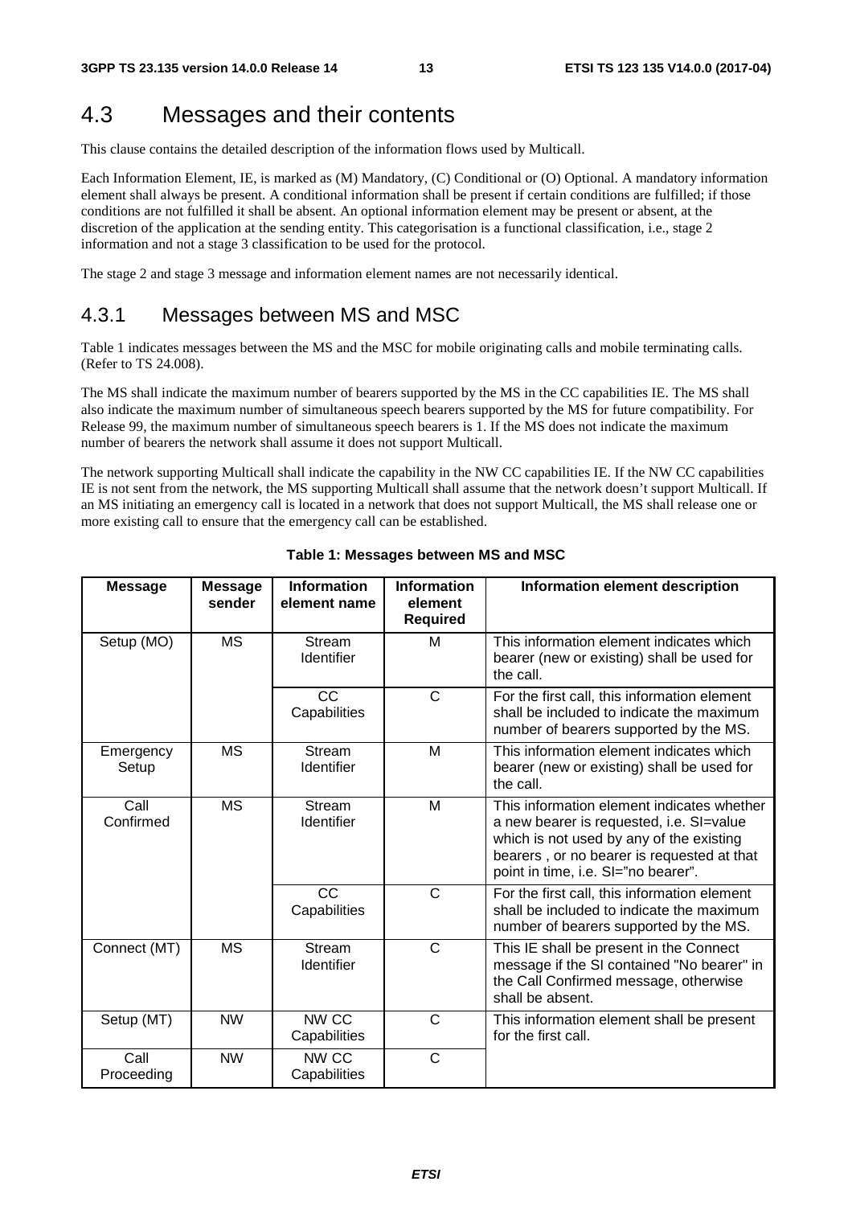## 4.3 Messages and their contents

This clause contains the detailed description of the information flows used by Multicall.

Each Information Element, IE, is marked as (M) Mandatory, (C) Conditional or (O) Optional. A mandatory information element shall always be present. A conditional information shall be present if certain conditions are fulfilled; if those conditions are not fulfilled it shall be absent. An optional information element may be present or absent, at the discretion of the application at the sending entity. This categorisation is a functional classification, i.e., stage 2 information and not a stage 3 classification to be used for the protocol.

The stage 2 and stage 3 message and information element names are not necessarily identical.

### 4.3.1 Messages between MS and MSC

Table 1 indicates messages between the MS and the MSC for mobile originating calls and mobile terminating calls. (Refer to TS 24.008).

The MS shall indicate the maximum number of bearers supported by the MS in the CC capabilities IE. The MS shall also indicate the maximum number of simultaneous speech bearers supported by the MS for future compatibility. For Release 99, the maximum number of simultaneous speech bearers is 1. If the MS does not indicate the maximum number of bearers the network shall assume it does not support Multicall.

The network supporting Multicall shall indicate the capability in the NW CC capabilities IE. If the NW CC capabilities IE is not sent from the network, the MS supporting Multicall shall assume that the network doesn't support Multicall. If an MS initiating an emergency call is located in a network that does not support Multicall, the MS shall release one or more existing call to ensure that the emergency call can be established.

**Table 1: Messages between MS and MSC**

| Message | Message sender | Information element name | Information element Required | Information element description |
|---|---|---|---|---|
| Setup (MO) | MS | Stream Identifier | M | This information element indicates which bearer (new or existing) shall be used for the call. |
| | | CC Capabilities | C | For the first call, this information element shall be included to indicate the maximum number of bearers supported by the MS. |
| Emergency Setup | MS | Stream Identifier | M | This information element indicates which bearer (new or existing) shall be used for the call. |
| Call Confirmed | MS | Stream Identifier | M | This information element indicates whether a new bearer is requested, i.e. SI=value which is not used by any of the existing bearers , or no bearer is requested at that point in time, i.e. SI="no bearer". |
| | | CC Capabilities | C | For the first call, this information element shall be included to indicate the maximum number of bearers supported by the MS. |
| Connect (MT) | MS | Stream Identifier | C | This IE shall be present in the Connect message if the SI contained "No bearer" in the Call Confirmed message, otherwise shall be absent. |
| Setup (MT) | NW | NW CC Capabilities | C | This information element shall be present for the first call. |
| Call Proceeding | NW | NW CC Capabilities | C | |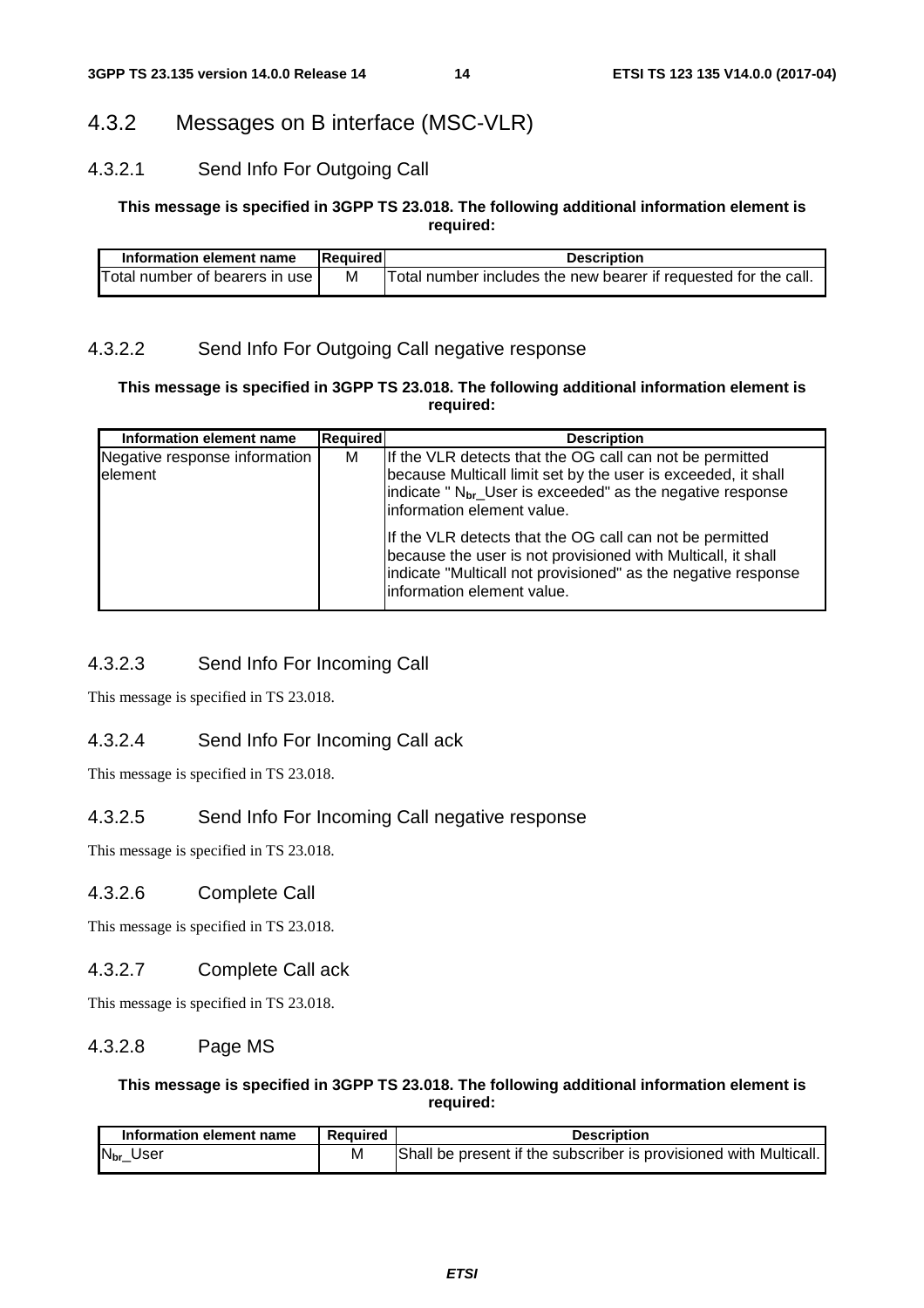### 4.3.2 Messages on B interface (MSC-VLR)

#### 4.3.2.1 Send Info For Outgoing Call

**This message is specified in 3GPP TS 23.018. The following additional information element is required:**

| Information element name | Required | Description |
|---|---|---|
| Total number of bearers in use | M | Total number includes the new bearer if requested for the call. |

#### 4.3.2.2 Send Info For Outgoing Call negative response

**This message is specified in 3GPP TS 23.018. The following additional information element is required:**

| Information element name | Required | Description |
|---|---|---|
| Negative response information element | M | If the VLR detects that the OG call can not be permitted because Multicall limit set by the user is exceeded, it shall indicate " $N_{br}$_User is exceeded" as the negative response information element value.<br><br>If the VLR detects that the OG call can not be permitted because the user is not provisioned with Multicall, it shall indicate "Multicall not provisioned" as the negative response information element value. |

#### 4.3.2.3 Send Info For Incoming Call

This message is specified in TS 23.018.

#### 4.3.2.4 Send Info For Incoming Call ack

This message is specified in TS 23.018.

#### 4.3.2.5 Send Info For Incoming Call negative response

This message is specified in TS 23.018.

#### 4.3.2.6 Complete Call

This message is specified in TS 23.018.

#### 4.3.2.7 Complete Call ack

This message is specified in TS 23.018.

#### 4.3.2.8 Page MS

**This message is specified in 3GPP TS 23.018. The following additional information element is required:**

| Information element name | Required | Description |
|---|---|---|
| $N_{br}$_User | M | Shall be present if the subscriber is provisioned with Multicall. |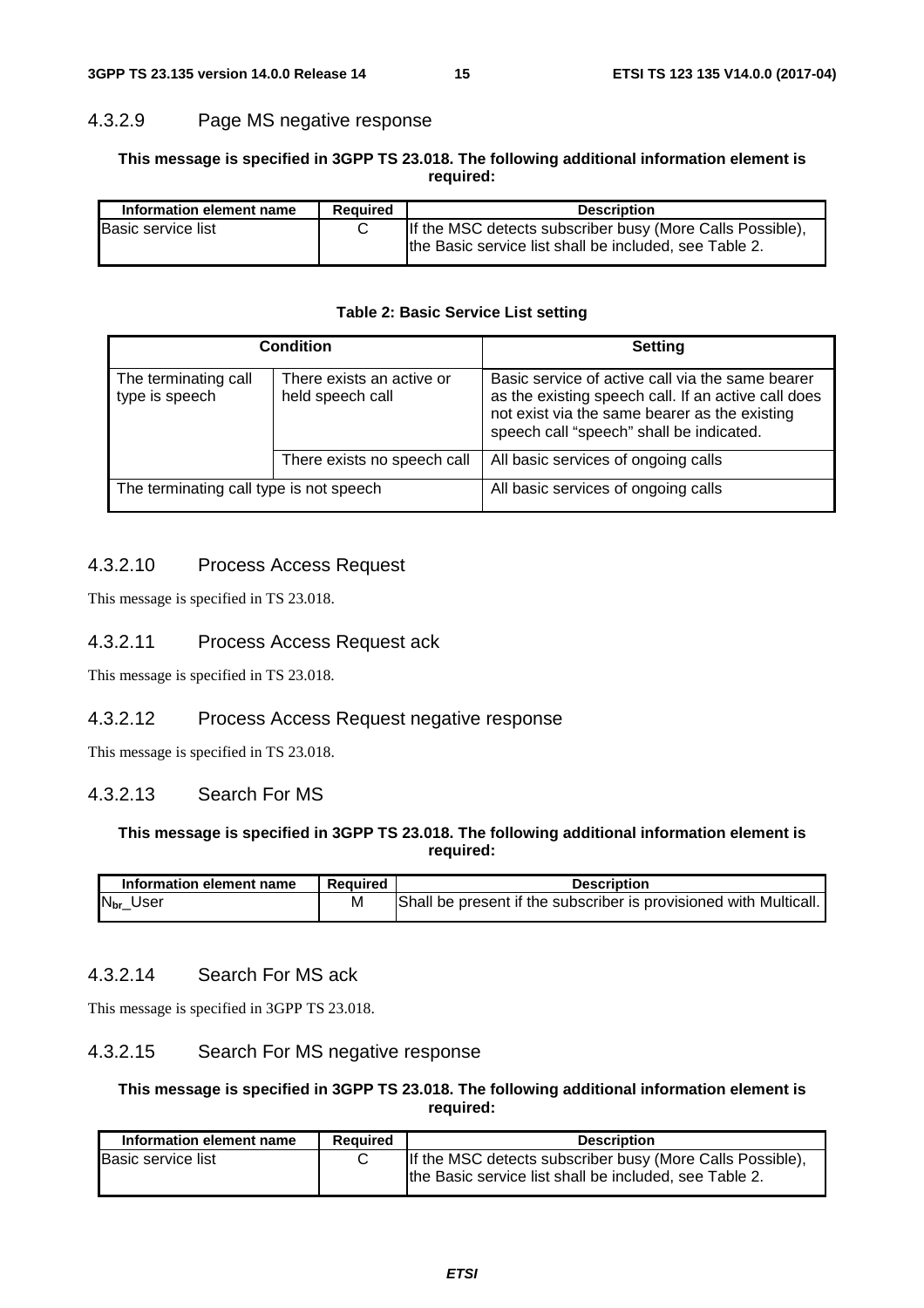### 4.3.2.9 Page MS negative response

**This message is specified in 3GPP TS 23.018. The following additional information element is required:**

| Information element name | Required | Description |
| --- | --- | --- |
| Basic service list | C | If the MSC detects subscriber busy (More Calls Possible), the Basic service list shall be included, see Table 2. |

**Table 2: Basic Service List setting**

| Condition | | Setting |
| --- | --- | --- |
| The terminating call type is speech | There exists an active or held speech call | Basic service of active call via the same bearer as the existing speech call. If an active call does not exist via the same bearer as the existing speech call "speech" shall be indicated. |
| | There exists no speech call | All basic services of ongoing calls |
| The terminating call type is not speech | | All basic services of ongoing calls |

### 4.3.2.10 Process Access Request

This message is specified in TS 23.018.

### 4.3.2.11 Process Access Request ack

This message is specified in TS 23.018.

### 4.3.2.12 Process Access Request negative response

This message is specified in TS 23.018.

### 4.3.2.13 Search For MS

**This message is specified in 3GPP TS 23.018. The following additional information element is required:**

| Information element name | Required | Description |
| --- | --- | --- |
| $N_{br}$_User | M | Shall be present if the subscriber is provisioned with Multicall. |

### 4.3.2.14 Search For MS ack

This message is specified in 3GPP TS 23.018.

### 4.3.2.15 Search For MS negative response

**This message is specified in 3GPP TS 23.018. The following additional information element is required:**

| Information element name | Required | Description |
| --- | --- | --- |
| Basic service list | C | If the MSC detects subscriber busy (More Calls Possible), the Basic service list shall be included, see Table 2. |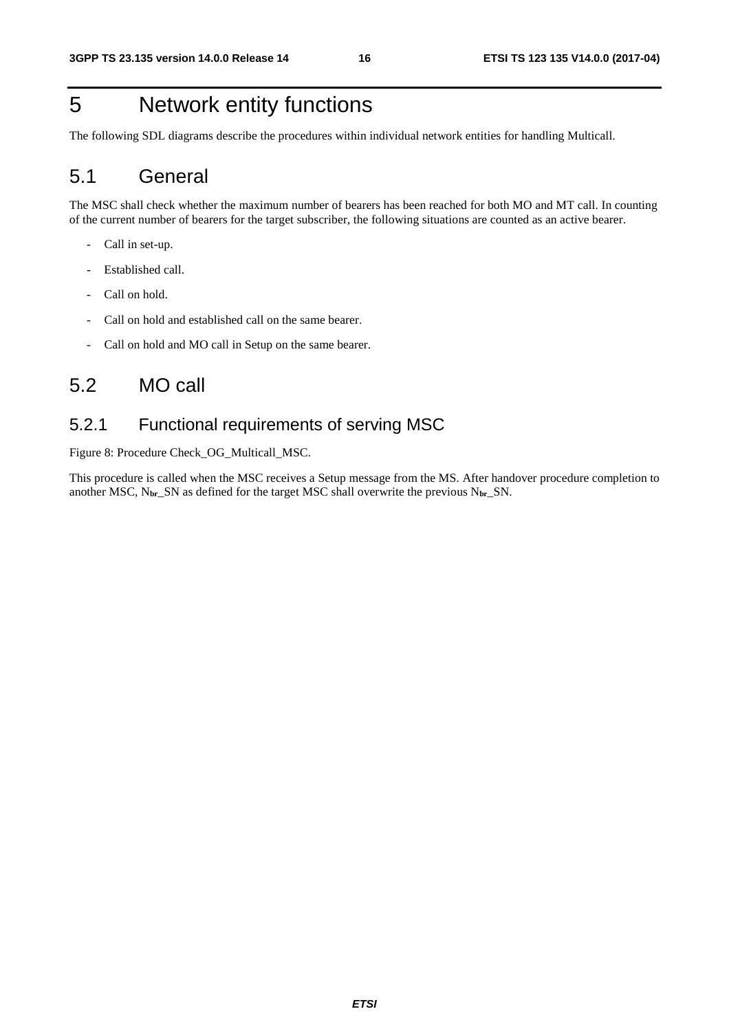# 5 Network entity functions

The following SDL diagrams describe the procedures within individual network entities for handling Multicall.

## 5.1 General

The MSC shall check whether the maximum number of bearers has been reached for both MO and MT call. In counting of the current number of bearers for the target subscriber, the following situations are counted as an active bearer.

- Call in set-up.
- Established call.
- Call on hold.
- Call on hold and established call on the same bearer.
- Call on hold and MO call in Setup on the same bearer.

## 5.2 MO call

### 5.2.1 Functional requirements of serving MSC

Figure 8: Procedure Check_OG_Multicall_MSC.

This procedure is called when the MSC receives a Setup message from the MS. After handover procedure completion to another MSC, $N_{br}$_SN as defined for the target MSC shall overwrite the previous $N_{br}$_SN.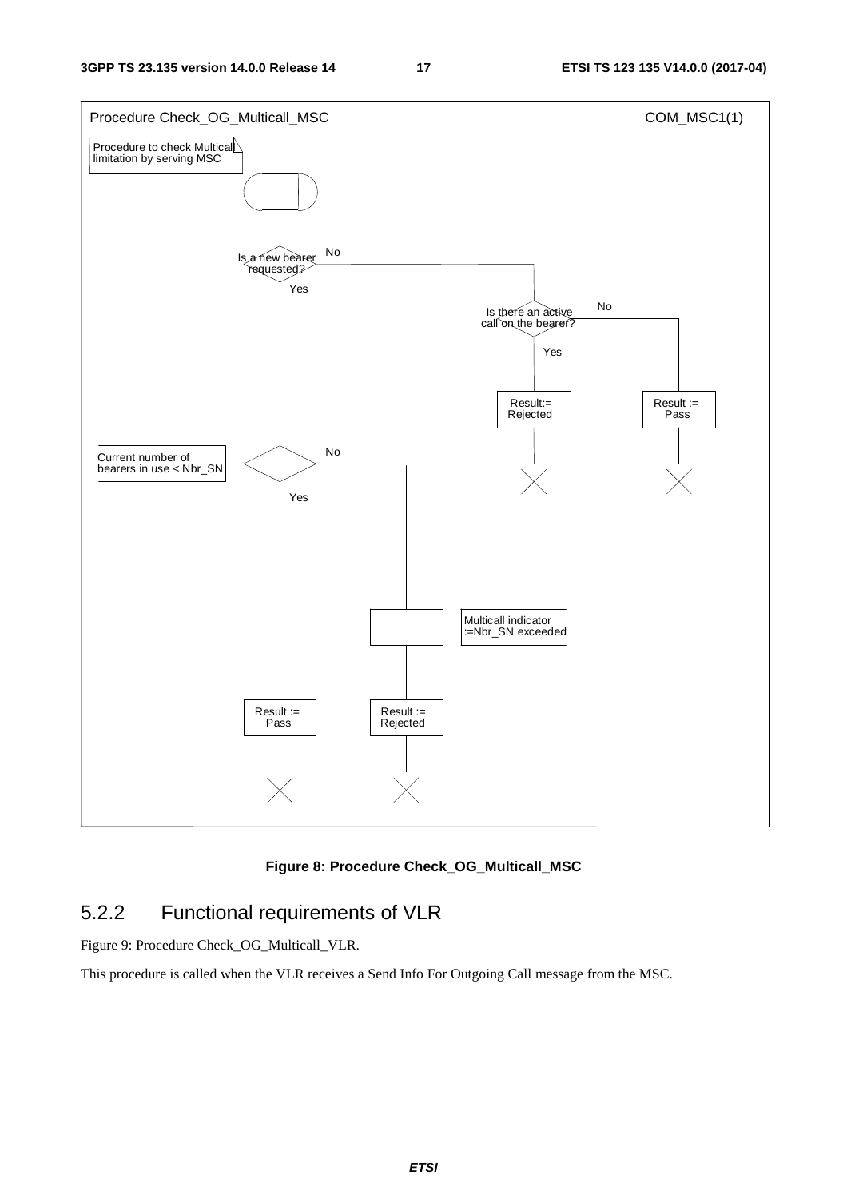Procedure Check_OG_Multicall_MSC

COM_MSC1(1)

Procedure to check Multicall limitation by serving MSC

Is a new bearer requested?

No

Yes

Is there an active call on the bearer?

No

Yes

Result:= Rejected

Result := Pass

Current number of bearers in use < Nbr_SN

No

Yes

Multicall indicator :=Nbr_SN exceeded

Result := Pass

Result := Rejected

**Figure 8: Procedure Check_OG_Multicall_MSC**

## 5.2.2 Functional requirements of VLR

Figure 9: Procedure Check_OG_Multicall_VLR.

This procedure is called when the VLR receives a Send Info For Outgoing Call message from the MSC.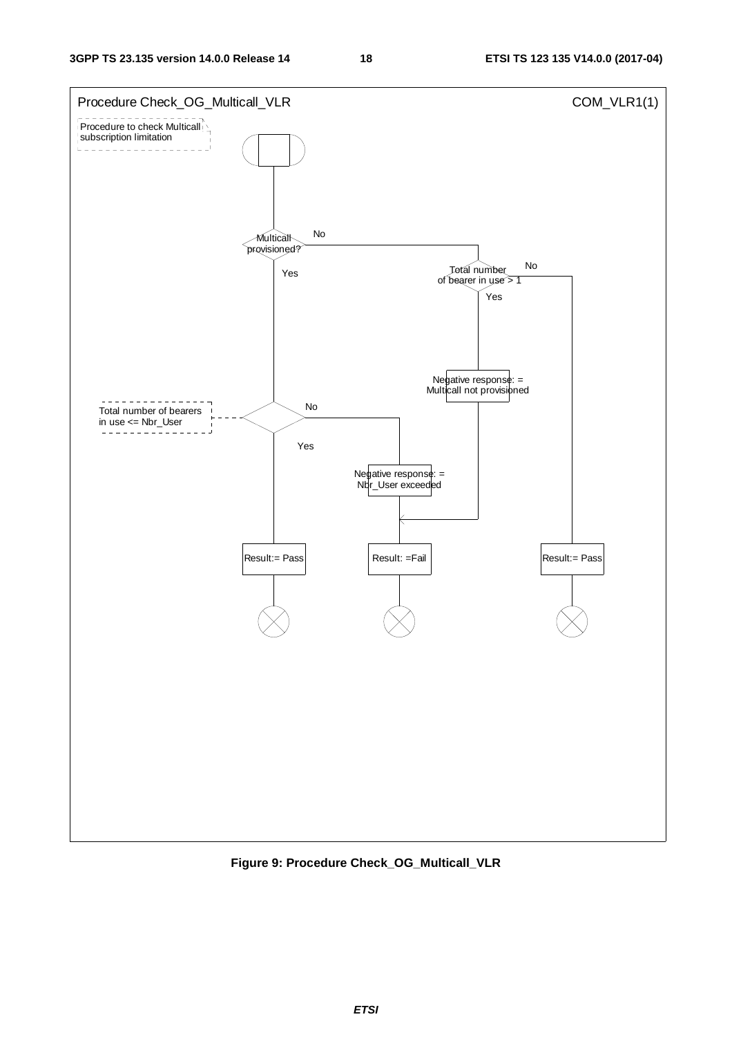Procedure Check_OG_Multicall_VLR

COM_VLR1(1)

Procedure to check Multicall subscription limitation

Multicall provisioned?

No

Yes

Total number of bearer in use > 1

No

Yes

Negative response: = Multicall not provisioned

Total number of bearers in use <= Nbr_User

No

Yes

Negative response: = Nbr_User exceeded

Result:= Pass

Result: =Fail

Result:= Pass

**Figure 9: Procedure Check_OG_Multicall_VLR**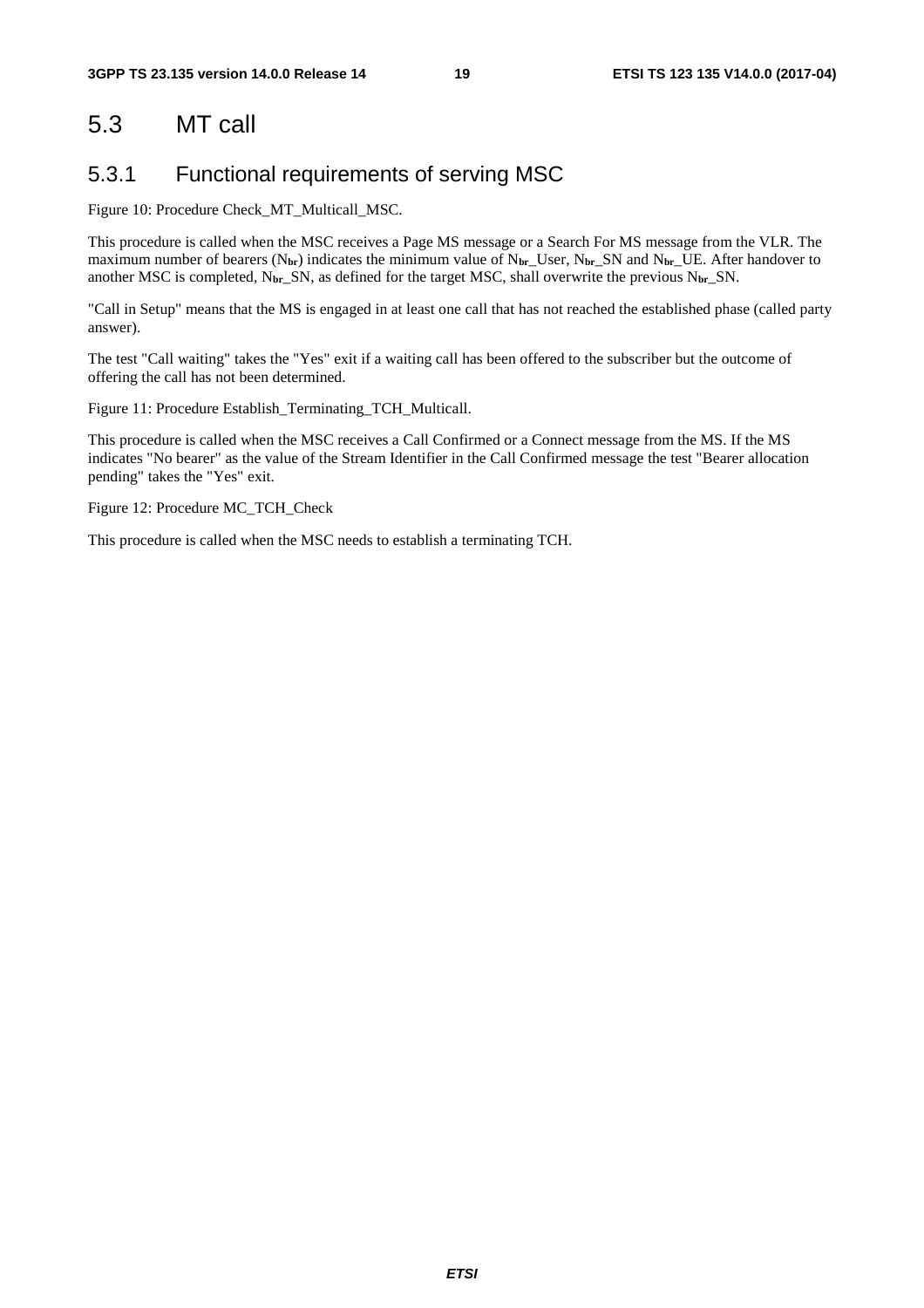## 5.3 MT call

### 5.3.1 Functional requirements of serving MSC

Figure 10: Procedure Check_MT_Multicall_MSC.

This procedure is called when the MSC receives a Page MS message or a Search For MS message from the VLR. The maximum number of bearers ($N_{br}$) indicates the minimum value of $N_{br}$_User, $N_{br}$_SN and $N_{br}$_UE. After handover to another MSC is completed, $N_{br}$_SN, as defined for the target MSC, shall overwrite the previous $N_{br}$_SN.

"Call in Setup" means that the MS is engaged in at least one call that has not reached the established phase (called party answer).

The test "Call waiting" takes the "Yes" exit if a waiting call has been offered to the subscriber but the outcome of offering the call has not been determined.

Figure 11: Procedure Establish_Terminating_TCH_Multicall.

This procedure is called when the MSC receives a Call Confirmed or a Connect message from the MS. If the MS indicates "No bearer" as the value of the Stream Identifier in the Call Confirmed message the test "Bearer allocation pending" takes the "Yes" exit.

Figure 12: Procedure MC_TCH_Check

This procedure is called when the MSC needs to establish a terminating TCH.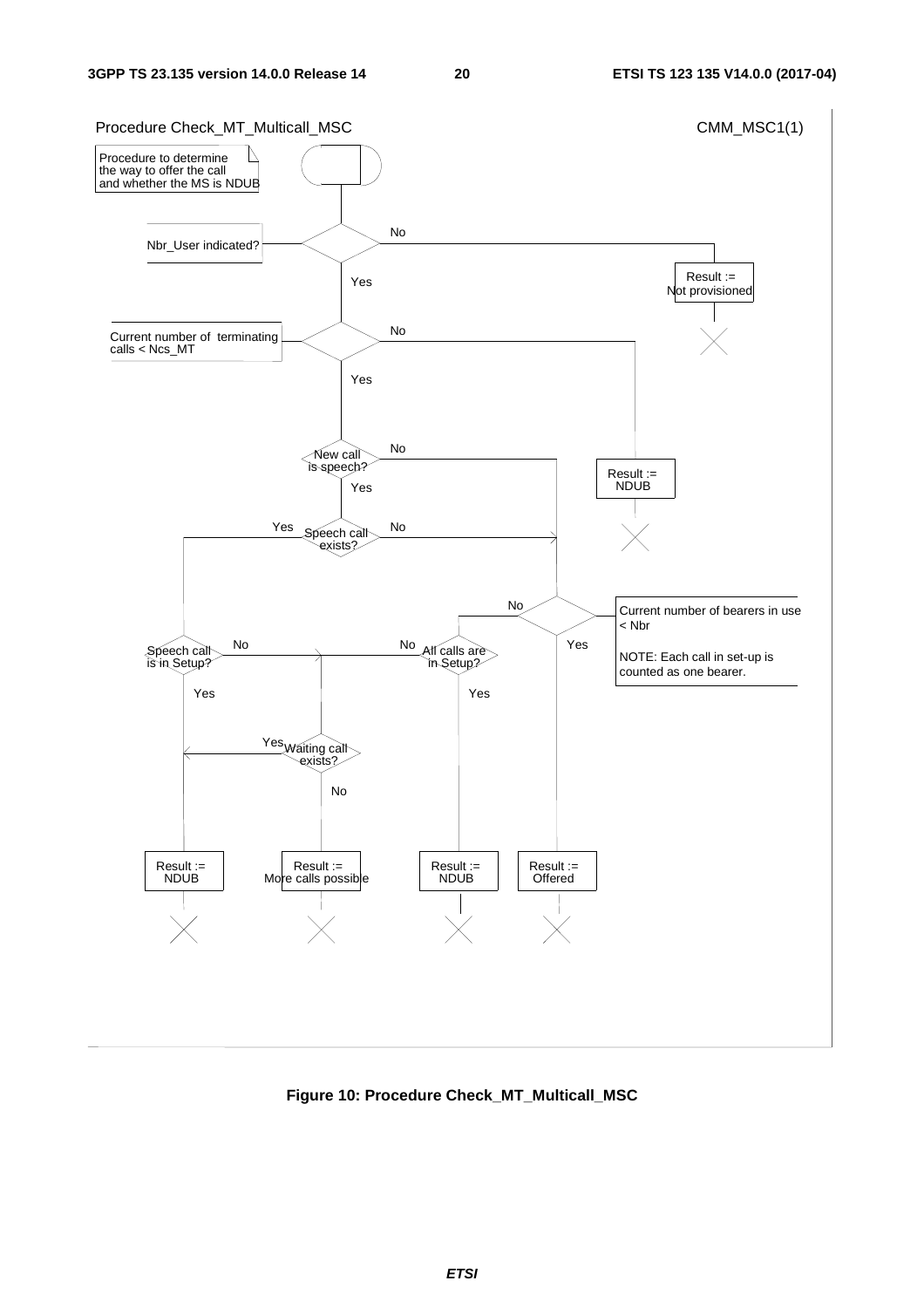Procedure Check_MT_Multicall_MSC

CMM_MSC1(1)

Procedure to determine the way to offer the call and whether the MS is NDUB

Nbr_User indicated?

No

Result := Not provisioned

Yes

Current number of terminating calls < Ncs_MT

No

Result := NDUB

Yes

New call is speech?

No

Yes

Speech call exists?

Yes

No

Current number of bearers in use < Nbr

NOTE: Each call in set-up is counted as one bearer.

No

Yes

Speech call is in Setup?

No

All calls are in Setup?

No

Yes

Yes

Waiting call exists?

Yes

No

Result := NDUB

Result := More calls possible

Result := NDUB

Result := Offered

**Figure 10: Procedure Check_MT_Multicall_MSC**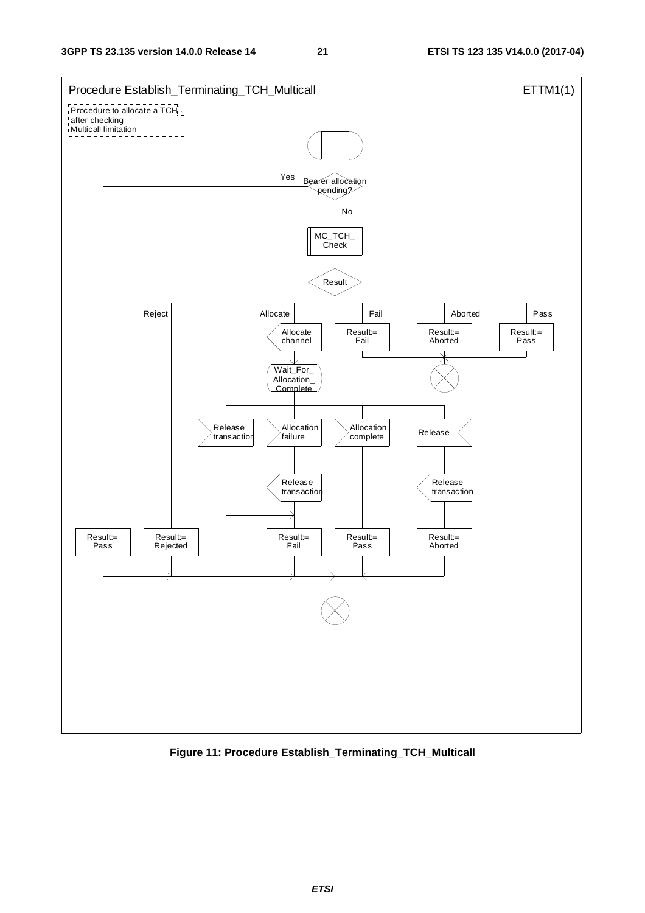Procedure Establish_Terminating_TCH_Multicall

ETTM1(1)

Procedure to allocate a TCH after checking Multicall limitation

Bearer allocation pending?

Yes

No

MC_TCH_Check

Result

Reject

Allocate

Fail

Aborted

Pass

Allocate channel

Result:= Fail

Result:= Aborted

Result:= Pass

Wait_For_Allocation_Complete

Release transaction

Allocation failure

Allocation complete

Release

Release transaction

Release transaction

Result:= Pass

Result:= Rejected

Result:= Fail

Result:= Pass

Result:= Aborted

**Figure 11: Procedure Establish_Terminating_TCH_Multicall**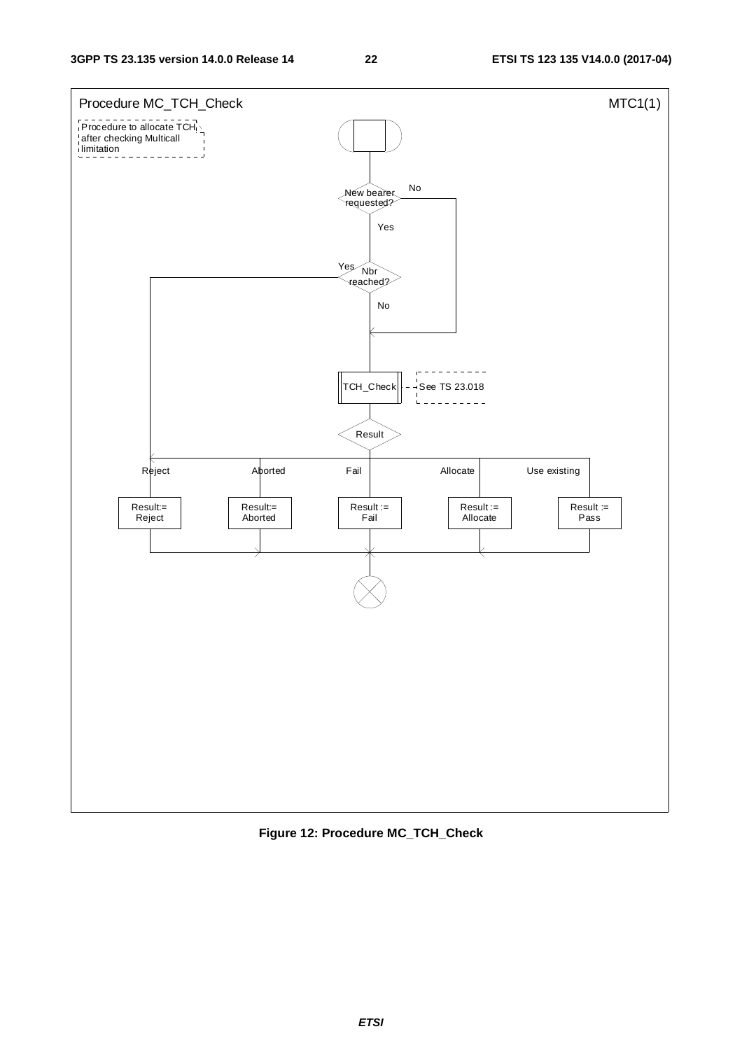Procedure MC_TCH_Check

MTC1(1)

Procedure to allocate TCH after checking Multicall limitation

New bearer requested?

No

Yes

Nbr reached?

Yes

No

TCH_Check

See TS 23.018

Result

Reject

Aborted

Fail

Allocate

Use existing

Result:= Reject

Result:= Aborted

Result := Fail

Result := Allocate

Result := Pass

**Figure 12: Procedure MC_TCH_Check**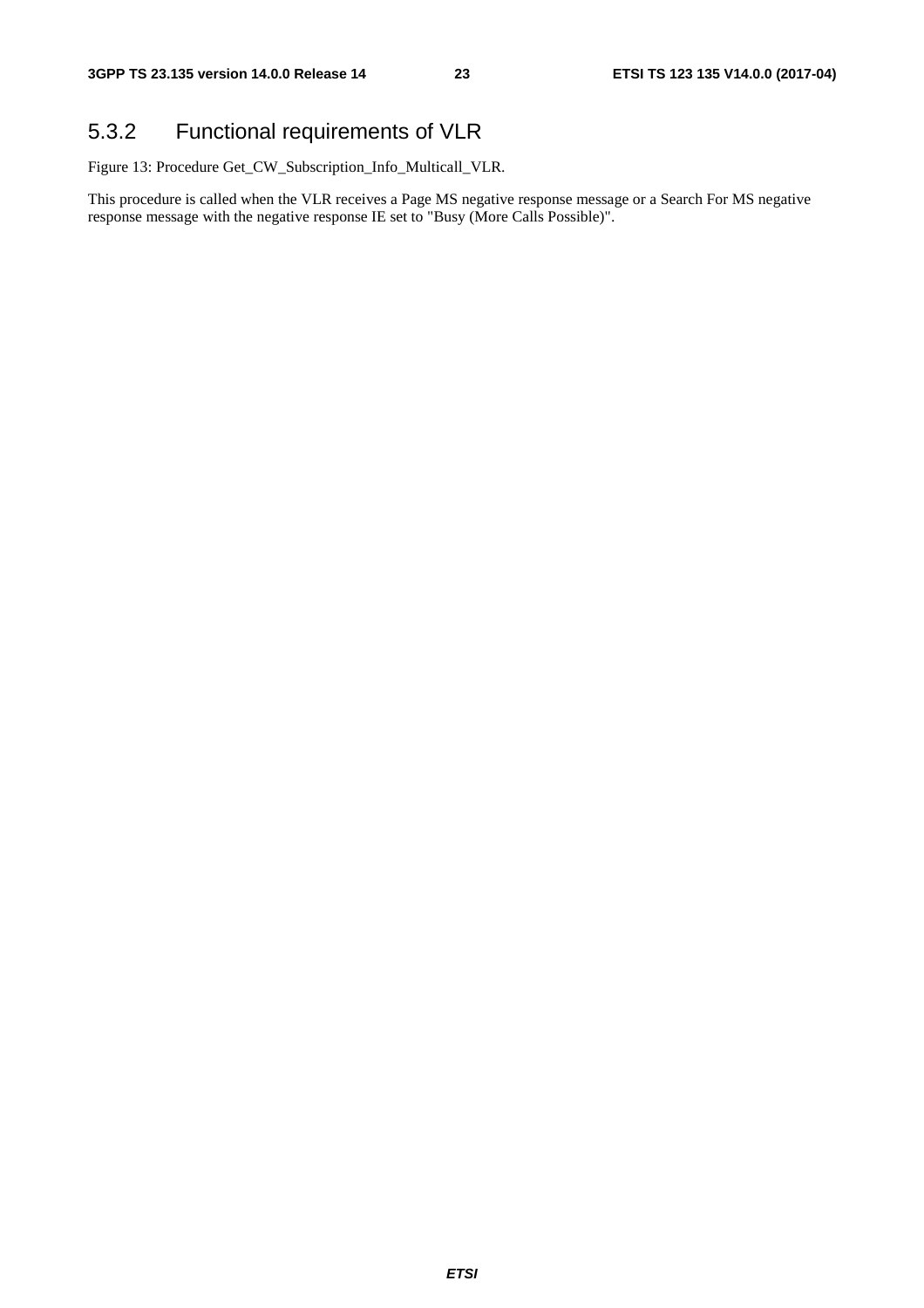## 5.3.2 Functional requirements of VLR

Figure 13: Procedure Get_CW_Subscription_Info_Multicall_VLR.

This procedure is called when the VLR receives a Page MS negative response message or a Search For MS negative response message with the negative response IE set to "Busy (More Calls Possible)".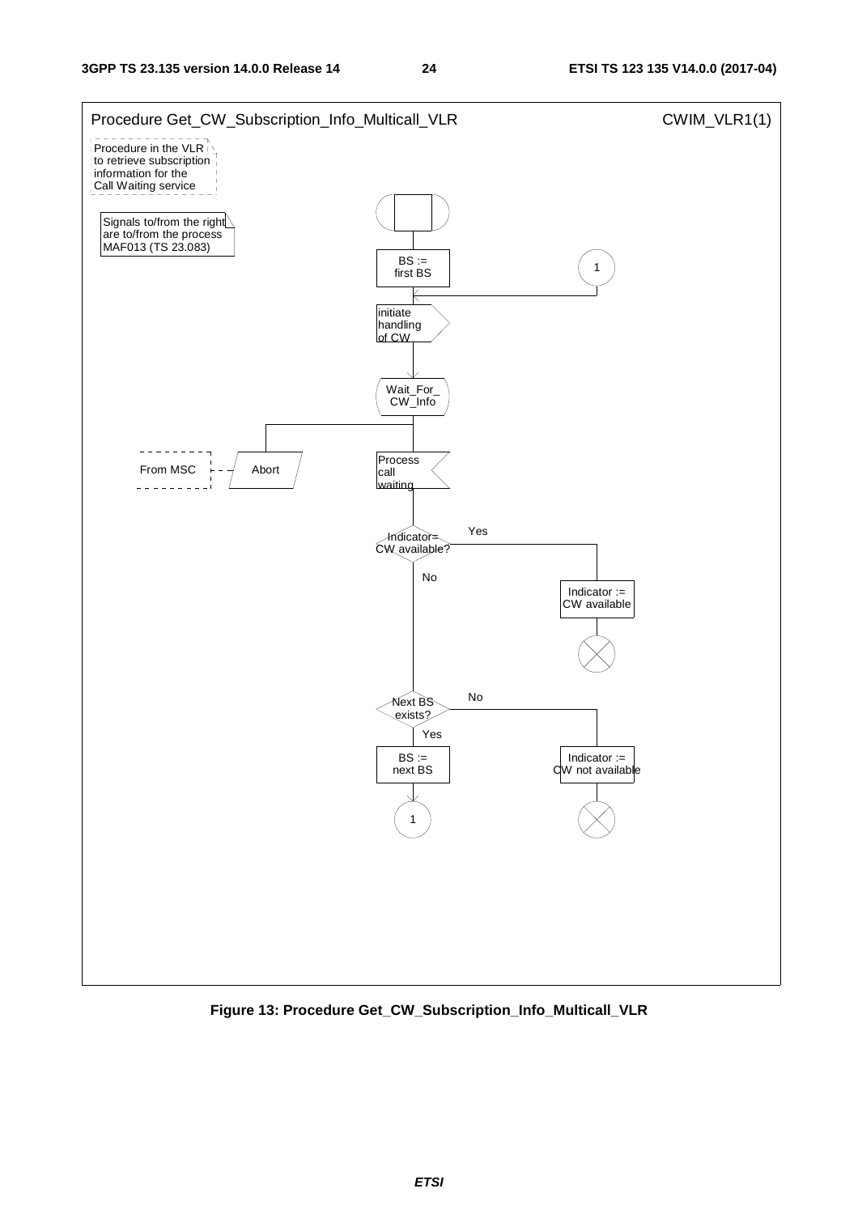Procedure Get_CW_Subscription_Info_Multicall_VLR

CWIM_VLR1(1)

Procedure in the VLR to retrieve subscription information for the Call Waiting service

Signals to/from the right are to/from the process MAF013 (TS 23.083)

BS := first BS

1

initiate handling of CW

Wait_For_ CW_Info

From MSC

Abort

Process call waiting

Indicator= CW available?

Yes

No

Indicator := CW available

Next BS exists?

No

Yes

BS := next BS

Indicator := CW not available

1

**Figure 13: Procedure Get_CW_Subscription_Info_Multicall_VLR**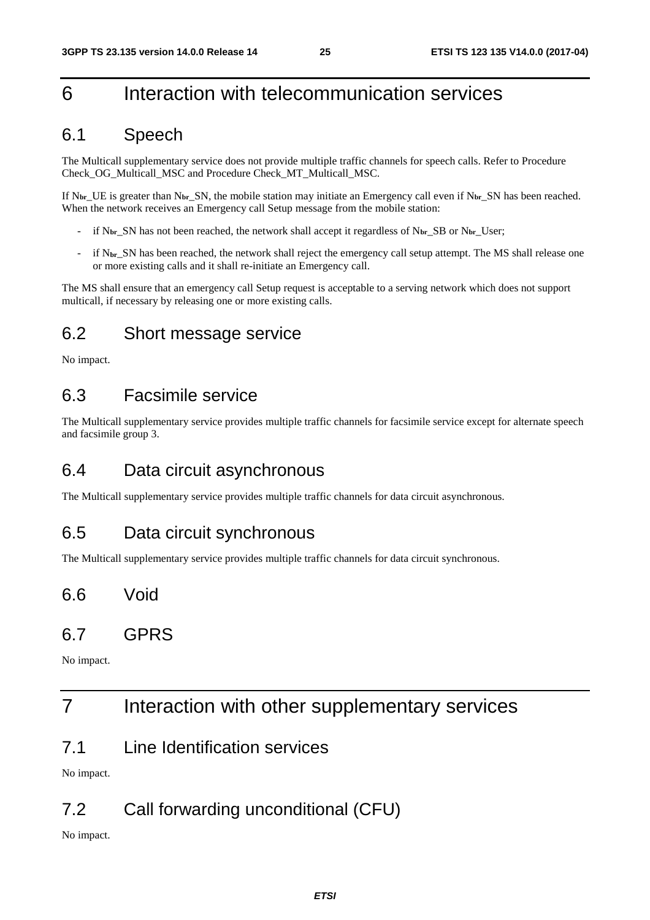# 6 Interaction with telecommunication services

## 6.1 Speech

The Multicall supplementary service does not provide multiple traffic channels for speech calls. Refer to Procedure Check_OG_Multicall_MSC and Procedure Check_MT_Multicall_MSC.

If $N_{br}$_UE is greater than $N_{br}$_SN, the mobile station may initiate an Emergency call even if $N_{br}$_SN has been reached. When the network receives an Emergency call Setup message from the mobile station:

- if $N_{br}$_SN has not been reached, the network shall accept it regardless of $N_{br}$_SB or $N_{br}$_User;
- if $N_{br}$_SN has been reached, the network shall reject the emergency call setup attempt. The MS shall release one or more existing calls and it shall re-initiate an Emergency call.

The MS shall ensure that an emergency call Setup request is acceptable to a serving network which does not support multicall, if necessary by releasing one or more existing calls.

## 6.2 Short message service

No impact.

## 6.3 Facsimile service

The Multicall supplementary service provides multiple traffic channels for facsimile service except for alternate speech and facsimile group 3.

## 6.4 Data circuit asynchronous

The Multicall supplementary service provides multiple traffic channels for data circuit asynchronous.

## 6.5 Data circuit synchronous

The Multicall supplementary service provides multiple traffic channels for data circuit synchronous.

## 6.6 Void

## 6.7 GPRS

No impact.

# 7 Interaction with other supplementary services

## 7.1 Line Identification services

No impact.

## 7.2 Call forwarding unconditional (CFU)

No impact.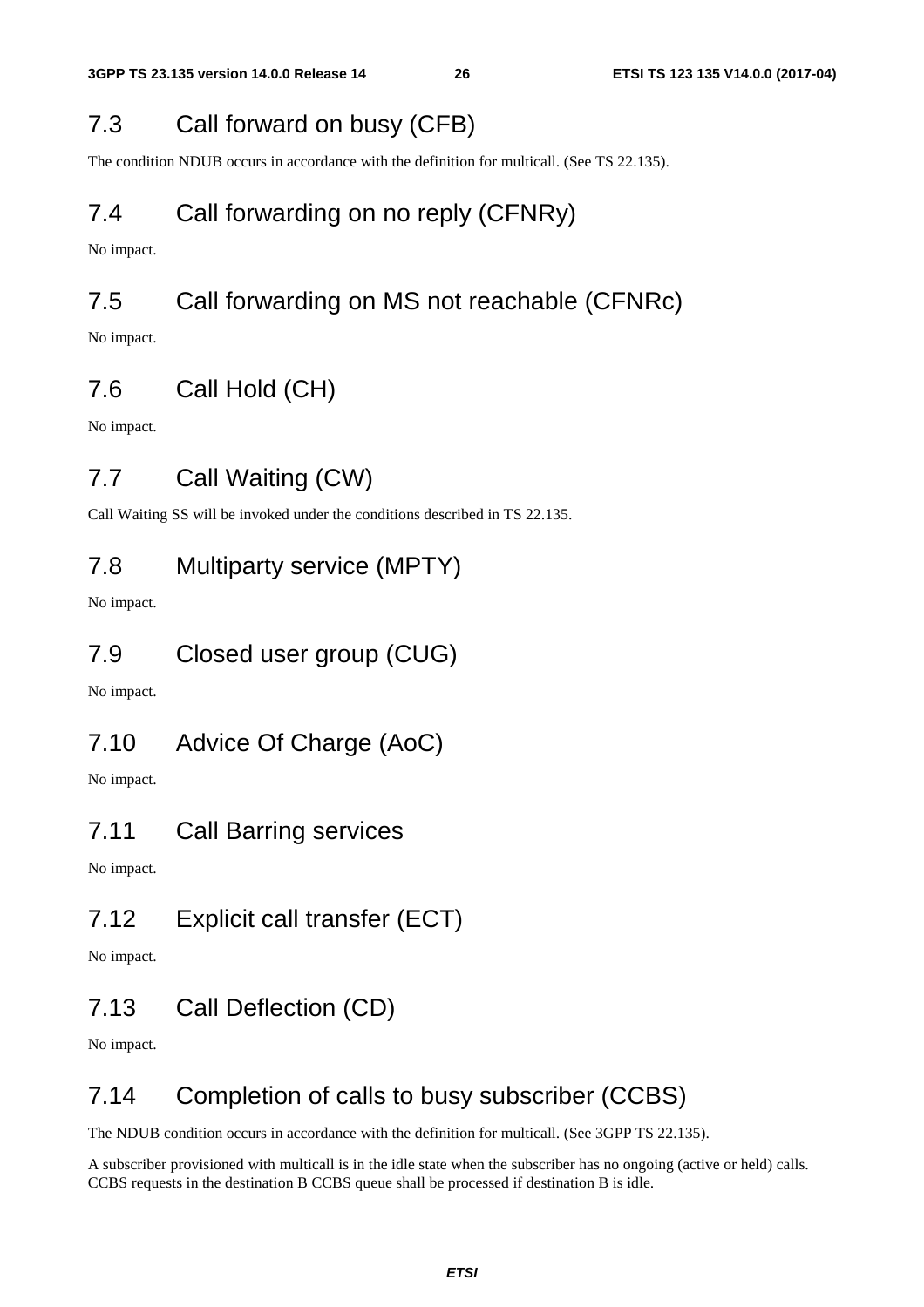## 7.3 Call forward on busy (CFB)

The condition NDUB occurs in accordance with the definition for multicall. (See TS 22.135).

## 7.4 Call forwarding on no reply (CFNRy)

No impact.

## 7.5 Call forwarding on MS not reachable (CFNRc)

No impact.

## 7.6 Call Hold (CH)

No impact.

## 7.7 Call Waiting (CW)

Call Waiting SS will be invoked under the conditions described in TS 22.135.

## 7.8 Multiparty service (MPTY)

No impact.

## 7.9 Closed user group (CUG)

No impact.

## 7.10 Advice Of Charge (AoC)

No impact.

## 7.11 Call Barring services

No impact.

## 7.12 Explicit call transfer (ECT)

No impact.

## 7.13 Call Deflection (CD)

No impact.

## 7.14 Completion of calls to busy subscriber (CCBS)

The NDUB condition occurs in accordance with the definition for multicall. (See 3GPP TS 22.135).

A subscriber provisioned with multicall is in the idle state when the subscriber has no ongoing (active or held) calls. CCBS requests in the destination B CCBS queue shall be processed if destination B is idle.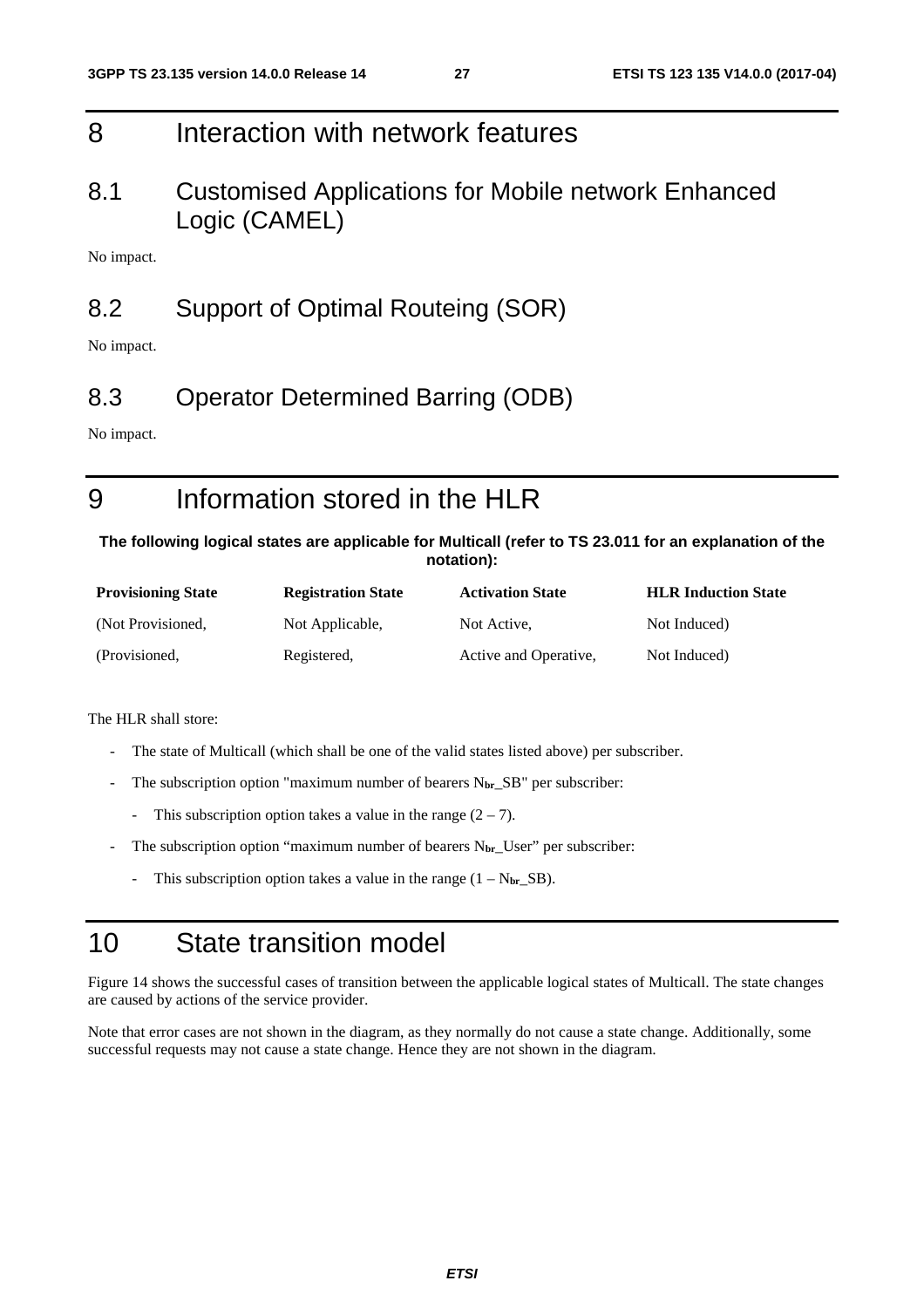# 8 Interaction with network features

## 8.1 Customised Applications for Mobile network Enhanced Logic (CAMEL)

No impact.

## 8.2 Support of Optimal Routeing (SOR)

No impact.

## 8.3 Operator Determined Barring (ODB)

No impact.

# 9 Information stored in the HLR

**The following logical states are applicable for Multicall (refer to TS 23.011 for an explanation of the notation):**

| Provisioning State | Registration State | Activation State | HLR Induction State |
|---|---|---|---|
| (Not Provisioned, | Not Applicable, | Not Active, | Not Induced) |
| (Provisioned, | Registered, | Active and Operative, | Not Induced) |

The HLR shall store:

- The state of Multicall (which shall be one of the valid states listed above) per subscriber.
- The subscription option "maximum number of bearers $N_{br}$_SB" per subscriber:
  - This subscription option takes a value in the range (2 – 7).
- The subscription option "maximum number of bearers $N_{br}$_User" per subscriber:
  - This subscription option takes a value in the range (1 – $N_{br}$_SB).

# 10 State transition model

Figure 14 shows the successful cases of transition between the applicable logical states of Multicall. The state changes are caused by actions of the service provider.

Note that error cases are not shown in the diagram, as they normally do not cause a state change. Additionally, some successful requests may not cause a state change. Hence they are not shown in the diagram.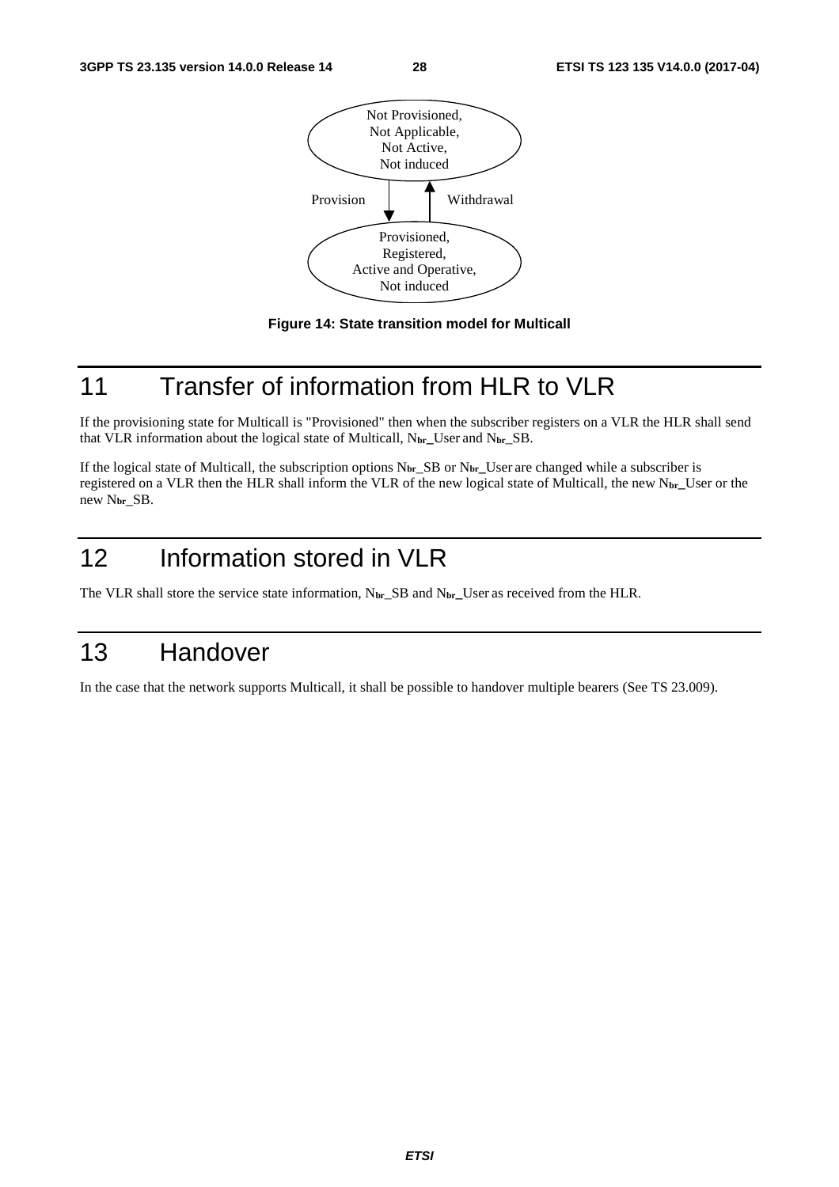Not Provisioned,
Not Applicable,
Not Active,
Not induced

Provision | Withdrawal

Provisioned,
Registered,
Active and Operative,
Not induced

**Figure 14: State transition model for Multicall**

# 11 Transfer of information from HLR to VLR

If the provisioning state for Multicall is "Provisioned" then when the subscriber registers on a VLR the HLR shall send that VLR information about the logical state of Multicall, $N_{br}$_User and $N_{br}$_SB.

If the logical state of Multicall, the subscription options $N_{br}$_SB or $N_{br}$_User are changed while a subscriber is registered on a VLR then the HLR shall inform the VLR of the new logical state of Multicall, the new $N_{br}$_User or the new $N_{br}$_SB.

# 12 Information stored in VLR

The VLR shall store the service state information, $N_{br}$_SB and $N_{br}$_User as received from the HLR.

# 13 Handover

In the case that the network supports Multicall, it shall be possible to handover multiple bearers (See TS 23.009).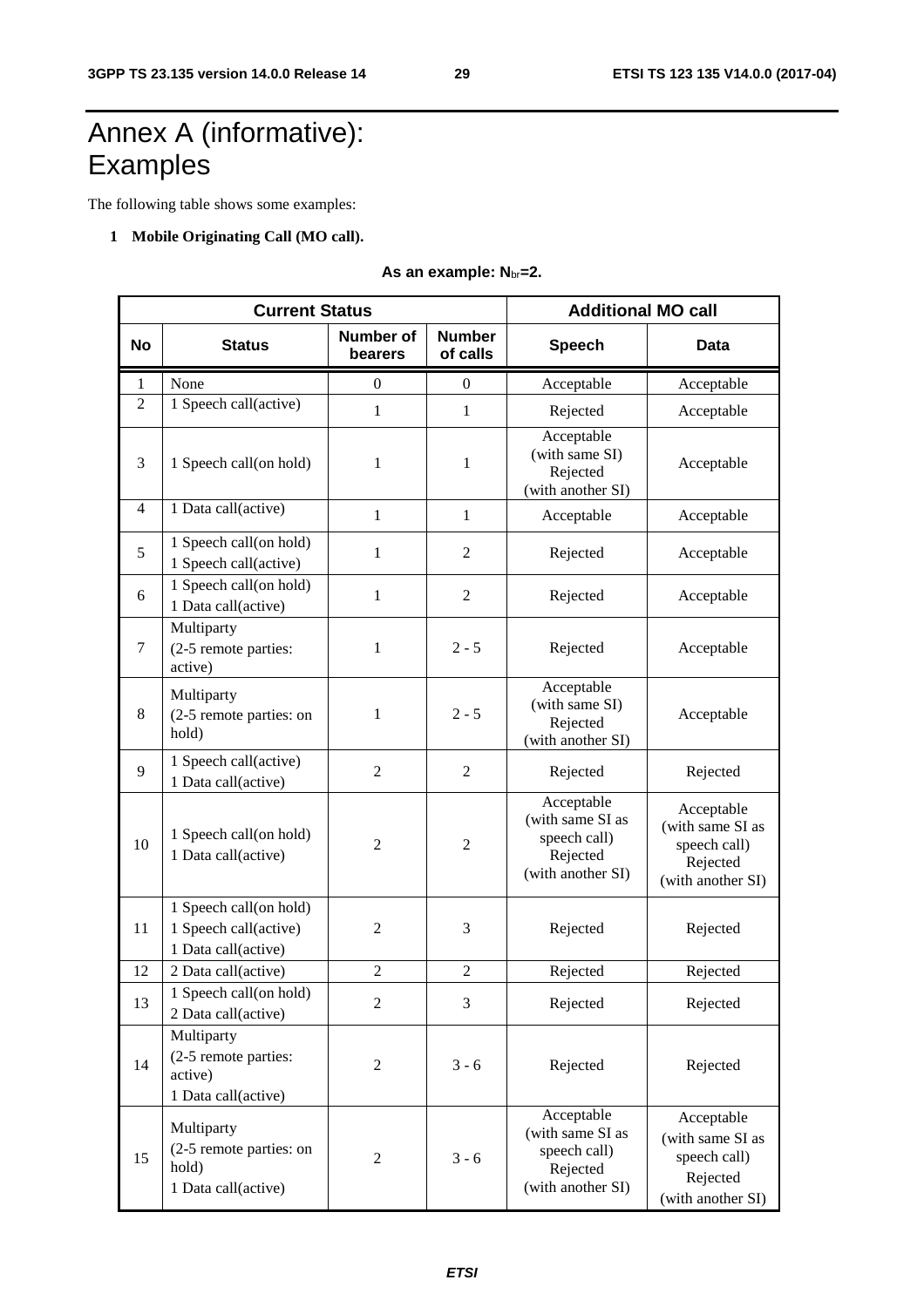# Annex A (informative): Examples

The following table shows some examples:

**1 Mobile Originating Call (MO call).**

**As an example: $N_{br}$=2.**

| Current Status | | | | Additional MO call | |
|---|---|---|---|---|---|
| **No** | **Status** | **Number of bearers** | **Number of calls** | **Speech** | **Data** |
| 1 | None | 0 | 0 | Acceptable | Acceptable |
| 2 | 1 Speech call(active) | 1 | 1 | Rejected | Acceptable |
| 3 | 1 Speech call(on hold) | 1 | 1 | Acceptable (with same SI) Rejected (with another SI) | Acceptable |
| 4 | 1 Data call(active) | 1 | 1 | Acceptable | Acceptable |
| 5 | 1 Speech call(on hold) 1 Speech call(active) | 1 | 2 | Rejected | Acceptable |
| 6 | 1 Speech call(on hold) 1 Data call(active) | 1 | 2 | Rejected | Acceptable |
| 7 | Multiparty (2-5 remote parties: active) | 1 | 2 - 5 | Rejected | Acceptable |
| 8 | Multiparty (2-5 remote parties: on hold) | 1 | 2 - 5 | Acceptable (with same SI) Rejected (with another SI) | Acceptable |
| 9 | 1 Speech call(active) 1 Data call(active) | 2 | 2 | Rejected | Rejected |
| 10 | 1 Speech call(on hold) 1 Data call(active) | 2 | 2 | Acceptable (with same SI as speech call) Rejected (with another SI) | Acceptable (with same SI as speech call) Rejected (with another SI) |
| 11 | 1 Speech call(on hold) 1 Speech call(active) 1 Data call(active) | 2 | 3 | Rejected | Rejected |
| 12 | 2 Data call(active) | 2 | 2 | Rejected | Rejected |
| 13 | 1 Speech call(on hold) 2 Data call(active) | 2 | 3 | Rejected | Rejected |
| 14 | Multiparty (2-5 remote parties: active) 1 Data call(active) | 2 | 3 - 6 | Rejected | Rejected |
| 15 | Multiparty (2-5 remote parties: on hold) 1 Data call(active) | 2 | 3 - 6 | Acceptable (with same SI as speech call) Rejected (with another SI) | Acceptable (with same SI as speech call) Rejected (with another SI) |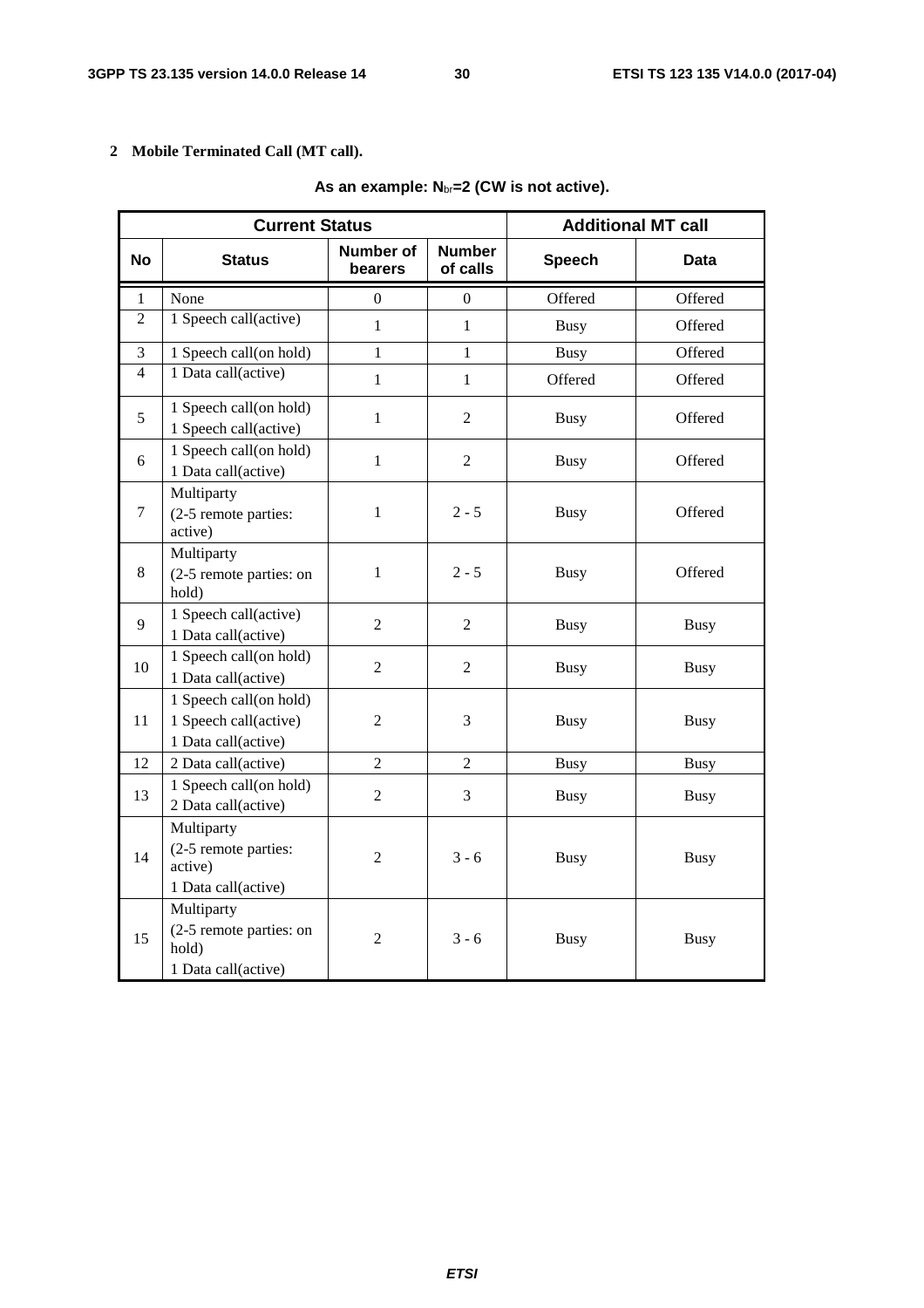**2 Mobile Terminated Call (MT call).**

**As an example: $N_{br}$=2 (CW is not active).**

| Current Status | | | | Additional MT call | |
|---|---|---|---|---|---|
| **No** | **Status** | **Number of bearers** | **Number of calls** | **Speech** | **Data** |
| 1 | None | 0 | 0 | Offered | Offered |
| 2 | 1 Speech call(active) | 1 | 1 | Busy | Offered |
| 3 | 1 Speech call(on hold) | 1 | 1 | Busy | Offered |
| 4 | 1 Data call(active) | 1 | 1 | Offered | Offered |
| 5 | 1 Speech call(on hold)<br>1 Speech call(active) | 1 | 2 | Busy | Offered |
| 6 | 1 Speech call(on hold)<br>1 Data call(active) | 1 | 2 | Busy | Offered |
| 7 | Multiparty<br>(2-5 remote parties: active) | 1 | 2 - 5 | Busy | Offered |
| 8 | Multiparty<br>(2-5 remote parties: on hold) | 1 | 2 - 5 | Busy | Offered |
| 9 | 1 Speech call(active)<br>1 Data call(active) | 2 | 2 | Busy | Busy |
| 10 | 1 Speech call(on hold)<br>1 Data call(active) | 2 | 2 | Busy | Busy |
| 11 | 1 Speech call(on hold)<br>1 Speech call(active)<br>1 Data call(active) | 2 | 3 | Busy | Busy |
| 12 | 2 Data call(active) | 2 | 2 | Busy | Busy |
| 13 | 1 Speech call(on hold)<br>2 Data call(active) | 2 | 3 | Busy | Busy |
| 14 | Multiparty<br>(2-5 remote parties: active)<br>1 Data call(active) | 2 | 3 - 6 | Busy | Busy |
| 15 | Multiparty<br>(2-5 remote parties: on hold)<br>1 Data call(active) | 2 | 3 - 6 | Busy | Busy |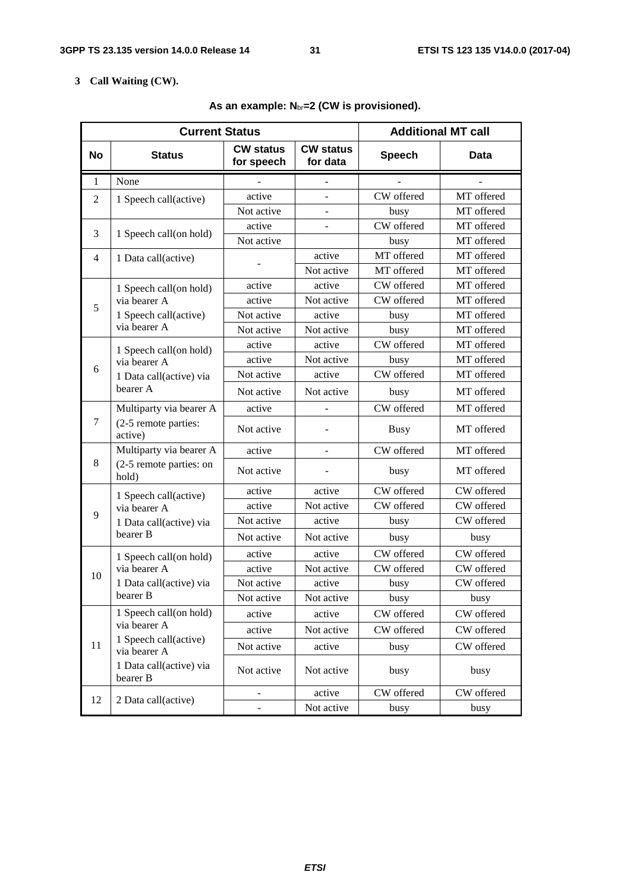**3 Call Waiting (CW).**

**As an example: $N_{br}$=2 (CW is provisioned).**

| Current Status | | | | Additional MT call | |
|---|---|---|---|---|---|
| **No** | **Status** | **CW status for speech** | **CW status for data** | **Speech** | **Data** |
| 1 | None | - | - | - | - |
| 2 | 1 Speech call(active) | active | - | CW offered | MT offered |
| | | Not active | - | busy | MT offered |
| 3 | 1 Speech call(on hold) | active | - | CW offered | MT offered |
| | | Not active | | busy | MT offered |
| 4 | 1 Data call(active) | - | active | MT offered | MT offered |
| | | | Not active | MT offered | MT offered |
| 5 | 1 Speech call(on hold) via bearer A<br>1 Speech call(active) via bearer A | active | active | CW offered | MT offered |
| | | active | Not active | CW offered | MT offered |
| | | Not active | active | busy | MT offered |
| | | Not active | Not active | busy | MT offered |
| 6 | 1 Speech call(on hold) via bearer A<br>1 Data call(active) via bearer A | active | active | CW offered | MT offered |
| | | active | Not active | busy | MT offered |
| | | Not active | active | CW offered | MT offered |
| | | Not active | Not active | busy | MT offered |
| 7 | Multiparty via bearer A<br>(2-5 remote parties: active) | active | - | CW offered | MT offered |
| | | Not active | - | Busy | MT offered |
| 8 | Multiparty via bearer A<br>(2-5 remote parties: on hold) | active | - | CW offered | MT offered |
| | | Not active | - | busy | MT offered |
| 9 | 1 Speech call(active) via bearer A<br>1 Data call(active) via bearer B | active | active | CW offered | CW offered |
| | | active | Not active | CW offered | CW offered |
| | | Not active | active | busy | CW offered |
| | | Not active | Not active | busy | busy |
| 10 | 1 Speech call(on hold) via bearer A<br>1 Data call(active) via bearer B | active | active | CW offered | CW offered |
| | | active | Not active | CW offered | CW offered |
| | | Not active | active | busy | CW offered |
| | | Not active | Not active | busy | busy |
| 11 | 1 Speech call(on hold) via bearer A<br>1 Speech call(active) via bearer A<br>1 Data call(active) via bearer B | active | active | CW offered | CW offered |
| | | active | Not active | CW offered | CW offered |
| | | Not active | active | busy | CW offered |
| | | Not active | Not active | busy | busy |
| 12 | 2 Data call(active) | - | active | CW offered | CW offered |
| | | - | Not active | busy | busy |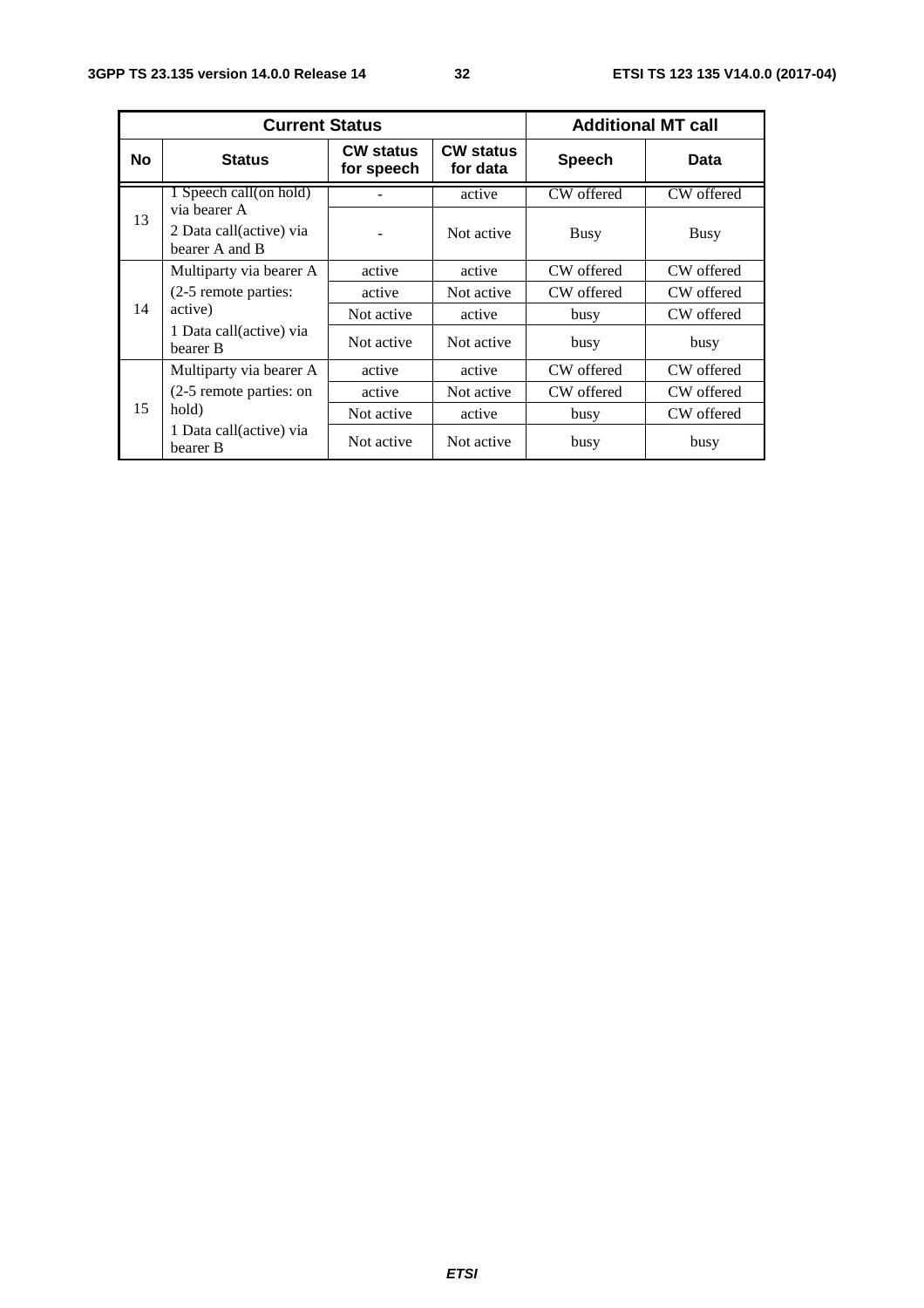| Current Status | | | | Additional MT call | |
|---|---|---|---|---|---|
| No | Status | CW status for speech | CW status for data | Speech | Data |
| 13 | 1 Speech call(on hold) via bearer A<br>2 Data call(active) via bearer A and B | - | active | CW offered | CW offered |
| | | - | Not active | Busy | Busy |
| 14 | Multiparty via bearer A<br>(2-5 remote parties: active)<br>1 Data call(active) via bearer B | active | active | CW offered | CW offered |
| | | active | Not active | CW offered | CW offered |
| | | Not active | active | busy | CW offered |
| | | Not active | Not active | busy | busy |
| 15 | Multiparty via bearer A<br>(2-5 remote parties: on hold)<br>1 Data call(active) via bearer B | active | active | CW offered | CW offered |
| | | active | Not active | CW offered | CW offered |
| | | Not active | active | busy | CW offered |
| | | Not active | Not active | busy | busy |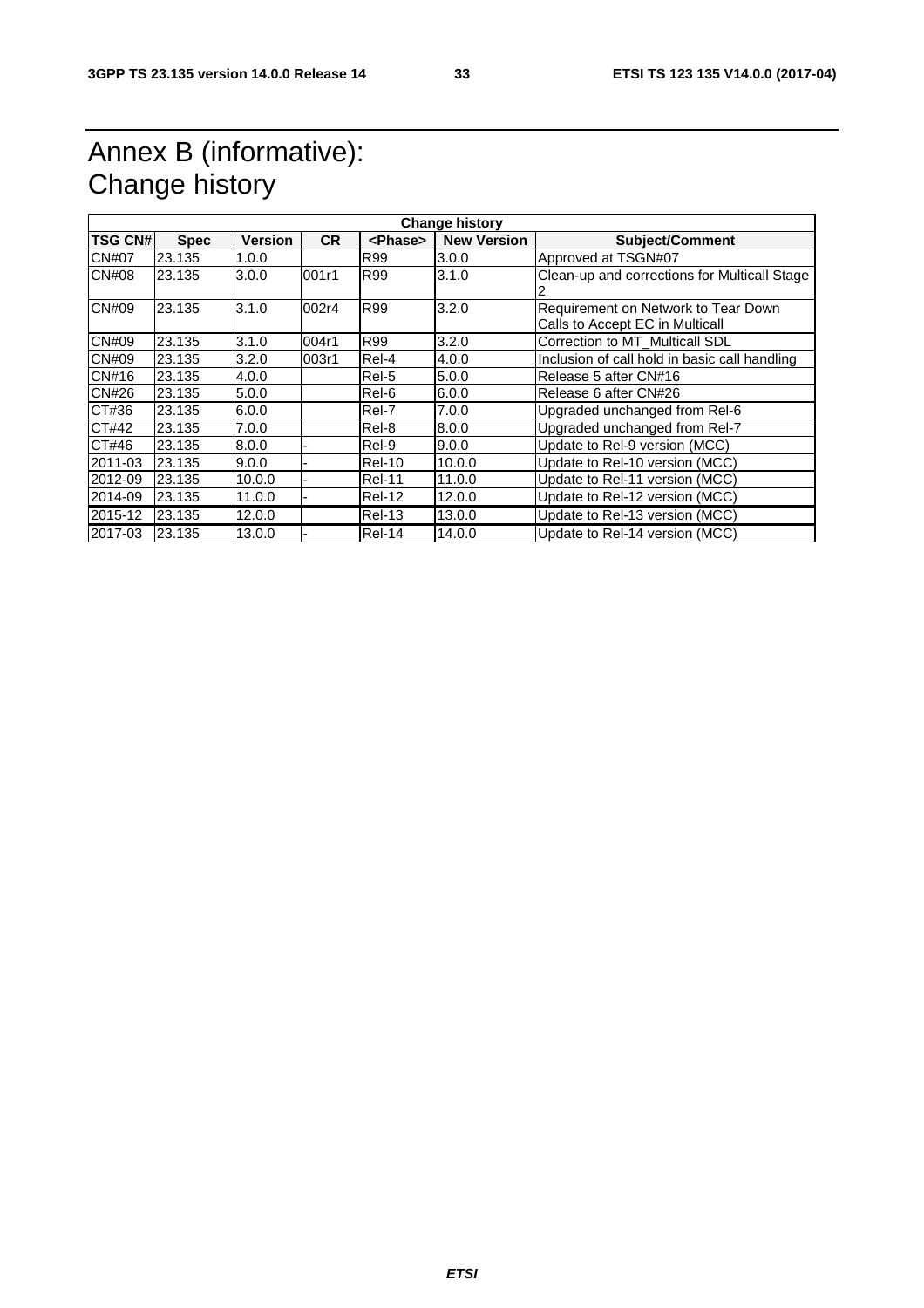# Annex B (informative): Change history

| Change history | | | | | | |
|---|---|---|---|---|---|---|
| **TSG CN#** | **Spec** | **Version** | **CR** | **<Phase>** | **New Version** | **Subject/Comment** |
| CN#07 | 23.135 | 1.0.0 | | R99 | 3.0.0 | Approved at TSGN#07 |
| CN#08 | 23.135 | 3.0.0 | 001r1 | R99 | 3.1.0 | Clean-up and corrections for Multicall Stage 2 |
| CN#09 | 23.135 | 3.1.0 | 002r4 | R99 | 3.2.0 | Requirement on Network to Tear Down Calls to Accept EC in Multicall |
| CN#09 | 23.135 | 3.1.0 | 004r1 | R99 | 3.2.0 | Correction to MT_Multicall SDL |
| CN#09 | 23.135 | 3.2.0 | 003r1 | Rel-4 | 4.0.0 | Inclusion of call hold in basic call handling |
| CN#16 | 23.135 | 4.0.0 | | Rel-5 | 5.0.0 | Release 5 after CN#16 |
| CN#26 | 23.135 | 5.0.0 | | Rel-6 | 6.0.0 | Release 6 after CN#26 |
| CT#36 | 23.135 | 6.0.0 | | Rel-7 | 7.0.0 | Upgraded unchanged from Rel-6 |
| CT#42 | 23.135 | 7.0.0 | | Rel-8 | 8.0.0 | Upgraded unchanged from Rel-7 |
| CT#46 | 23.135 | 8.0.0 | - | Rel-9 | 9.0.0 | Update to Rel-9 version (MCC) |
| 2011-03 | 23.135 | 9.0.0 | - | Rel-10 | 10.0.0 | Update to Rel-10 version (MCC) |
| 2012-09 | 23.135 | 10.0.0 | - | Rel-11 | 11.0.0 | Update to Rel-11 version (MCC) |
| 2014-09 | 23.135 | 11.0.0 | - | Rel-12 | 12.0.0 | Update to Rel-12 version (MCC) |
| 2015-12 | 23.135 | 12.0.0 | | Rel-13 | 13.0.0 | Update to Rel-13 version (MCC) |
| 2017-03 | 23.135 | 13.0.0 | - | Rel-14 | 14.0.0 | Update to Rel-14 version (MCC) |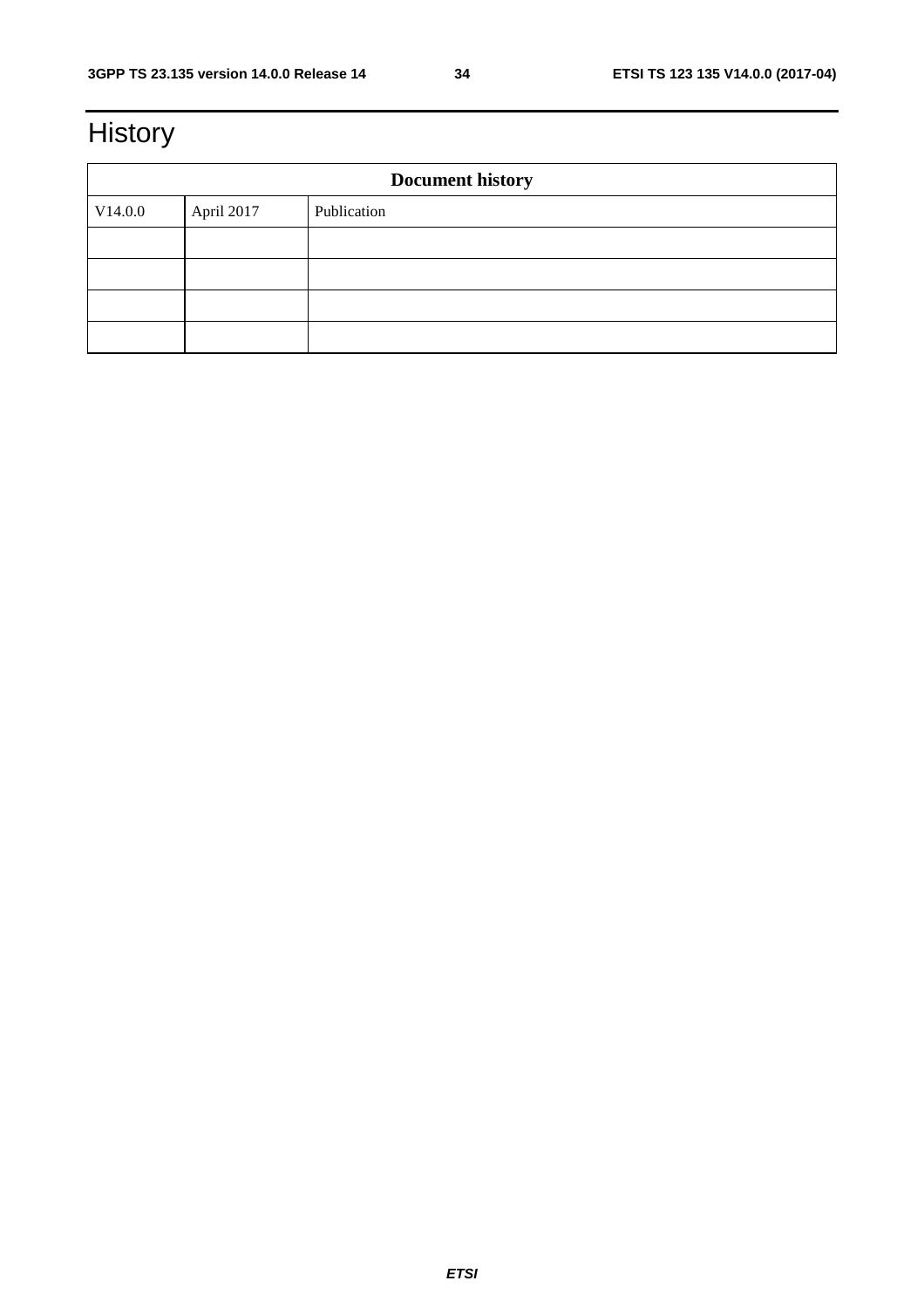# History

| Document history | | |
|---|---|---|
| V14.0.0 | April 2017 | Publication |
| | | |
| | | |
| | | |
| | | |